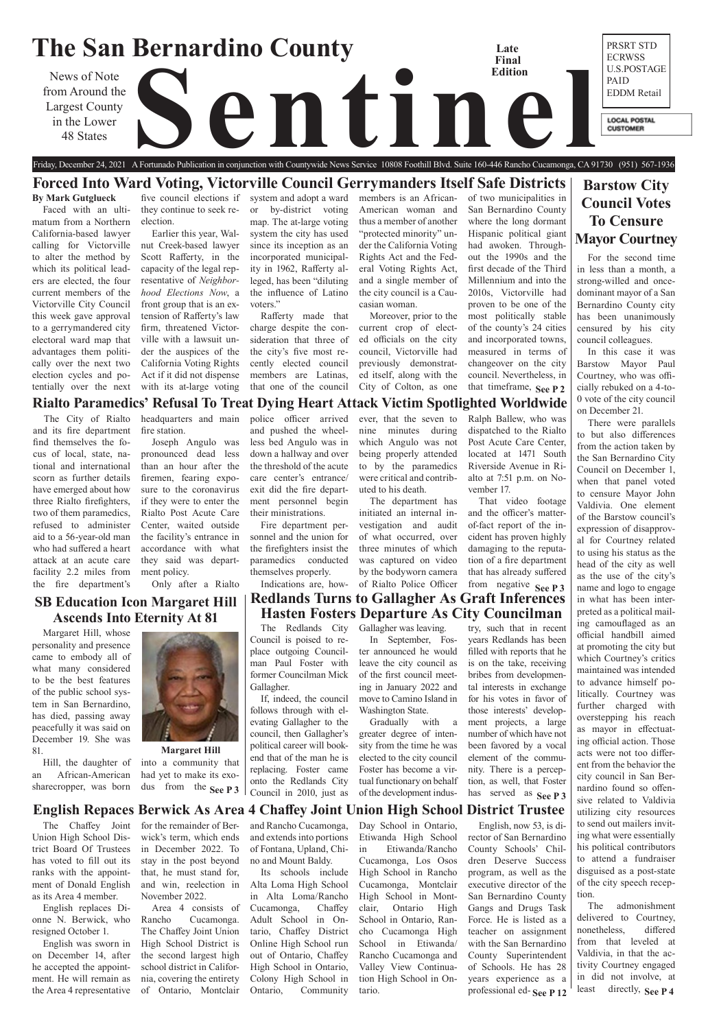# The San Bernardino County Sentinel

News of Note from Around the Largest County in the Lower 48 States

Late Final Edition

PRSRT STD ECRWSS U.S.POSTAGE PAID EDDM Retail

LOCAL POSTAL CUSTOMER

Friday, December 24, 2021 A Fortunado Publication in conjunction with Countywide News Service 10808 Foothill Blvd. Suite 160-446 Rancho Cucamonga, CA 91730 (951) 567-1936

## Forced Into Ward Voting, Victorville Council Gerrymanders Itself Safe Districts

**By Mark Gutglueck**

Faced with an ultimatum from a Northern California-based lawyer calling for Victorville to alter the method by which its political leaders are elected, the four current members of the Victorville City Council this week gave approval to a gerrymandered city electoral ward map that advantages them politically over the next two election cycles and potentially over the next five council elections if they continue to seek reelection.

Earlier this year, Walnut Creek-based lawyer Scott Rafferty, in the capacity of the legal representative of *Neighborhood Elections Now*, a front group that is an extension of Rafferty's law firm, threatened Victorville with a lawsuit under the auspices of the California Voting Rights Act if it did not dispense with its at-large voting system and adopt a ward or by-district voting map. The at-large voting system the city has used since its inception as an incorporated municipality in 1962, Rafferty alleged, has been "diluting the influence of Latino voters."

Rafferty made that charge despite the consideration that three of the city's five most recently elected council members are Latinas, that one of the council members is an African-American woman and thus a member of another "protected minority" under the California Voting Rights Act and the Federal Voting Rights Act, and a single member of the city council is a Caucasian woman.

Moreover, prior to the current crop of elected officials on the city council, Victorville had previously demonstrated itself, along with the City of Colton, as one of two municipalities in San Bernardino County where the long dormant Hispanic political giant had awoken. Throughout the 1990s and the first decade of the Third Millennium and into the 2010s, Victorville had proven to be one of the most politically stable of the county's 24 cities and incorporated towns, measured in terms of changeover on the city council. Nevertheless, in that timeframe, **See P 2**

## Barstow City Council Votes To Censure Mayor Courtney

For the second time in less than a month, a strong-willed and once-dominant mayor of a San Bernardino County city has been unanimously censured by his city council colleagues.

In this case it was Barstow Mayor Paul Courtney, who was officially rebuked on a 4-to-0 vote of the city council on December 21.

There were parallels to but also differences from the action taken by the San Bernardino City Council on December 1, when that panel voted to censure Mayor John Valdivia. One element of the Barstow council's expression of disapproval for Courtney related to using his status as the head of the city as well as the use of the city's name and logo to engage in what has been interpreted as a political mailing camouflaged as an official handbill aimed at promoting the city but which Courtney's critics maintained was intended to advance himself politically. Courtney was further charged with overstepping his reach as mayor in effectuating official action. Those acts were not too different from the behavior the city council in San Bernardino found so offensive related to Valdivia utilizing city resources to send out mailers inviting what were essentially his political contributors to attend a fundraiser disguised as a post-state of the city speech reception.

The admonishment delivered to Courtney, nonetheless, differed from that leveled at Valdivia, in that the activity Courtney engaged in did not involve, at least directly, **See P 4**

## Rialto Paramedics' Refusal To Treat Dying Heart Attack Victim Spotlighted Worldwide

The City of Rialto and its fire department find themselves the focus of local, state, national and international scorn as further details have emerged about how three Rialto firefighters, two of them paramedics, refused to administer aid to a 56-year-old man who had suffered a heart attack at an acute care facility 2.2 miles from the fire department's headquarters and main fire station.

Joseph Angulo was pronounced dead less than an hour after the firemen, fearing exposure to the coronavirus if they were to enter the Rialto Post Acute Care Center, waited outside the facility's entrance in accordance with what they said was department policy.

Only after a Rialto police officer arrived and pushed the wheelless bed Angulo was in down a hallway and over the threshold of the acute care center's entrance/exit did the fire department personnel begin their ministrations.

Fire department personnel and the union for the firefighters insist the paramedics conducted themselves properly.

Indications are, however, that the seven to nine minutes during which Angulo was not being properly attended to by the paramedics were critical and contributed to his death.

The department has initiated an internal investigation and audit of what occurred, over three minutes of which was captured on video by the bodyworn camera of Rialto Police Officer Ralph Ballew, who was dispatched to the Rialto Post Acute Care Center, located at 1471 South Riverside Avenue in Rialto at 7:51 p.m. on November 17.

That video footage and the officer's matter-of-fact report of the incident has proven highly damaging to the reputation of a fire department that has already suffered from negative **See P 3**

## SB Education Icon Margaret Hill Ascends Into Eternity At 81

Margaret Hill, whose personality and presence came to embody all of what many considered to be the best features of the public school system in San Bernardino, has died, passing away peacefully it was said on December 19. She was 81.

Margaret Hill

Hill, the daughter of an African-American sharecropper, was born into a community that had yet to make its exodus from the **See P 3**

## Redlands Turns to Gallagher As Graft Inferences Hasten Fosters Departure As City Councilman

The Redlands City Council is poised to replace outgoing Councilman Paul Foster with former Councilman Mick Gallagher.

If, indeed, the council follows through with elevating Gallagher to the council, then Gallagher's political career will bookend that of the man he is replacing. Foster came onto the Redlands City Council in 2010, just as Gallagher was leaving.

In September, Foster announced he would leave the city council as of the first council meeting in January 2022 and move to Camino Island in Washington State.

Gradually with a greater degree of intensity from the time he was elected to the city council Foster has become a virtual functionary on behalf of the development industry, such that in recent years Redlands has been filled with reports that he is on the take, receiving bribes from developmental interests in exchange for his votes in favor of those interests' development projects, a large number of which have not been favored by a vocal element of the community. There is a perception, as well, that Foster has served as **See P 3**

## English Repaces Berwick As Area 4 Chaffey Joint Union High School District Trustee

The Chaffey Joint Union High School District Board Of Trustees has voted to fill out its ranks with the appointment of Donald English as its Area 4 member.

English replaces Dionne N. Berwick, who resigned October 1.

English was sworn in on December 14, after he accepted the appointment. He will remain as the Area 4 representative for the remainder of Berwick's term, which ends in December 2022. To stay in the post beyond that, he must stand for, and win, reelection in November 2022.

Area 4 consists of Rancho Cucamonga. The Chaffey Joint Union High School District is the second largest high school district in California, covering the entirety of Ontario, Montclair and Rancho Cucamonga, and extends into portions of Fontana, Upland, Chino and Mount Baldy.

Its schools include Alta Loma High School in Alta Loma/Rancho Cucamonga, Chaffey Adult School in Ontario, Chaffey District Online High School run out of Ontario, Chaffey High School in Ontario, Colony High School in Ontario, Community Day School in Ontario, Etiwanda High School in Etiwanda/Rancho Cucamonga, Los Osos High School in Rancho Cucamonga, Montclair High School in Montclair, Ontario High School in Ontario, Rancho Cucamonga High School in Etiwanda/Rancho Cucamonga and Valley View Continuation High School in Ontario.

English, now 53, is director of San Bernardino County Schools' Children Deserve Success program, as well as the executive director of the San Bernardino County Gangs and Drugs Task Force. He is listed as a teacher on assignment with the San Bernardino County Superintendent of Schools. He has 28 years experience as a professional ed- **See P 12**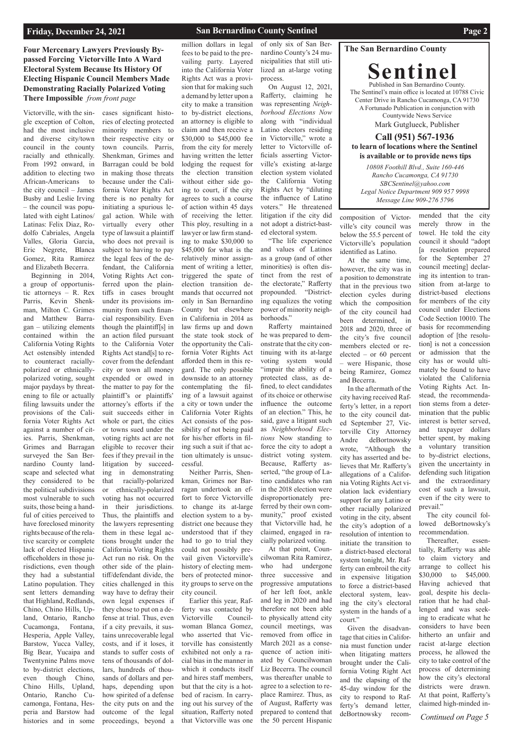## Four Mercenary Lawyers Previously Bypassed Forcing Victorville Into A Ward Electoral System Because Its History Of Electing Hispanic Council Members Made Demonstrating Racially Polarized Voting There Impossible *from front page*

Victorville, with the single exception of Colton, had the most inclusive and diverse city/town council in the county racially and ethnically. From 1992 onward, in addition to electing two African-Americans to the city council – James Busby and Leslie Irving – the council was populated with eight Latinos/Latinas: Felix Diaz, Rodolfo Cabriales, Angela Valles, Gloria Garcia, Eric Negrete, Blanca Gomez, Rita Ramirez and Elizabeth Becerra.

Beginning in 2014, a group of opportunistic attorneys – R. Rex Parris, Kevin Shenkman, Milton C. Grimes and Matthew Barragan – utilizing elements contained within the California Voting Rights Act ostensibly intended to counteract racially-polarized or ethnically-polarized voting, sought major paydays by threatening to file or actually filing lawsuits under the provisions of the California Voter Rights Act against a number of cities. Parris, Shenkman, Grimes and Barragan surveyed the San Bernardino County landscape and selected what they considered to be the political subdivisions most vulnerable to such suits, those being a handful of cities perceived to have foreclosed minority rights because of the relative scarcity or complete lack of elected Hispanic officeholders in those jurisdictions, even though they had a substantial Latino population. They sent letters demanding that Highland, Redlands, Chino, Chino Hills, Upland, Ontario, Rancho Cucamonga, Fontana, Hesperia, Apple Valley, Barstow, Yucca Valley, Big Bear, Yucaipa and Twentynine Palms move to by-district elections, even though Chino, Chino Hills, Upland, Ontario, Rancho Cucamonga, Fontana, Hesperia and Barstow had histories and in some cases significant histories of electing protected minority members to their respective city or town councils. Parris, Shenkman, Grimes and Barragan could be bold in making those threats because under the California Voter Rights Act there is no penalty for initiating a spurious legal action. While with virtually every other type of lawsuit a plaintiff who does not prevail is subject to having to pay the legal fees of the defendant, the California Voting Rights Act conferred upon the plaintiffs in cases brought under its provisions immunity from such financial responsibility. Even though the plaintiff[s] in an action filed pursuant to the California Voter Rights Act stand[s] to recover from the defendant city or town all money expended or owed in the matter to pay for the plaintiff's or plaintiffs' attorney's efforts if the suit succeeds either in whole or part, the cities or towns sued under the voting rights act are not eligible to recover their fees if they prevail in the litigation by succeeding in demonstrating that racially-polarized or ethnically-polarized voting has not occurred in their jurisdictions. Thus, the plaintiffs and the lawyers representing them in these legal actions brought under the California Voting Rights Act run no risk. On the other side of the plaintiff/defendant divide, the cities challenged in this way have to defray their own legal expenses if they chose to put on a defense at trial. Thus, even if a city prevails, it sustains unrecoverable legal costs, and if it loses, it stands to suffer costs of tens of thousands of dollars, hundreds of thousands of dollars and perhaps, depending upon how spirited of a defense the city puts on and the outcome of the legal proceedings, beyond a million dollars in legal fees to be paid to the prevailing party. Layered into the California Voter Rights Act was a provision that for making such a demand by letter upon a city to make a transition to by-district elections, an attorney is eligible to claim and then receive a $30,000 to $45,000 fee from the city for merely having written the letter lodging the request for the election transition without either side going to court, if the city agrees to such a course of action within 45 days of receiving the letter. This ploy, resulting in a lawyer or law firm standing to make $30,000 to $45,000 for what is the relatively minor assignment of writing a letter, triggered the spate of election transition demands that occurred not only in San Bernardino County but elsewhere in California in 2014 as law firms up and down the state took stock of the opportunity the California Voter Rights Act afforded them in this regard. The only possible downside to an attorney contemplating the filing of a lawsuit against a city or town under the California Voter Rights Act consists of the possibility of not being paid for his/her efforts in filing such a suit if that action ultimately is unsuccessful.

Neither Parris, Shenkman, Grimes nor Barragan undertook an effort to force Victorville to change its at-large election system to a by-district one because they understood that if they had to go to trial they could not possibly prevail given Victorville's history of electing members of protected minority groups to serve on the city council.

Earlier this year, Rafferty was contacted by Victorville Councilwoman Blanca Gomez, who asserted that Victorville has consistently exhibited not only a racial bias in the manner in which it conducts itself and hires staff members, but that the city is a hotbed of racism. In carrying out his survey of the situation, Rafferty noted that Victorville was one of only six of San Bernardino County's 24 municipalities that still utilized an at-large voting process.

On August 12, 2021, Rafferty, claiming he was representing *Neighborhood Elections Now* along with "individual Latino electors residing in Victorville," wrote a letter to Victorville officials asserting Victorville's existing at-large election system violated the California Voting Rights Act by "diluting the influence of Latino voters." He threatened litigation if the city did not adopt a district-basted electoral system.

"The life experience and values of Latinos as a group (and of other minorities) is often distinct from the rest of the electorate," Rafferty propounded. "Districting equalizes the voting power of minority neighborhoods."

Rafferty maintained he was prepared to demonstrate that the city continuing with its at-large voting system would "impair the ability of a protected class, as defined, to elect candidates of its choice or otherwise influence the outcome of an election." This, he said, gave a litigant such as *Neighborhood Elections* Now standing to force the city to adopt a district voting system. Because, Rafferty asserted, "the group of Latino candidates who ran in the 2018 election were disproportionately preferred by their own community," proof existed that Victorville had, he claimed, engaged in racially polarized voting.

At that point, Councilwoman Rita Ramirez, who had undergone three successive and progressive amputations of her left foot, ankle and leg in 2020 and had therefore not been able to physically attend city council meetings, was removed from office in March 2021 as a consequence of action initiated by Councilwoman Liz Becerra. The council was thereafter unable to agree to a selection to replace Ramirez. Thus, as of August, Rafferty was prepared to contend that the 50 percent Hispanic composition of Victorville's city council was below the 55.5 percent of Victorville's population identified as Latino.

At the same time, however, the city was in a position to demonstrate that in the previous two election cycles during which the composition of the city council had been determined, in 2018 and 2020, three of the city's five council members elected or re-elected – or 60 percent – were Hispanic, those being Ramirez, Gomez and Becerra.

In the aftermath of the city having received Rafferty's letter, in a report to the city council dated September 27, Victorville City Attorney Andre deBortnowsky wrote, "Although the city has asserted and believes that Mr. Rafferty's allegations of a California Voting Rights Act violation lack evidentiary support for any Latino or other racially polarized voting in the city, absent the city's adoption of a resolution of intention to initiate the transition to a district-based electoral system tonight, Mr. Rafferty can embroil the city in expensive litigation to force a district-based electoral system, leaving the city's electoral system in the hands of a court."

Given the disadvantage that cities in California must function under when litigating matters brought under the California Voting Right Act and the elapsing of the 45-day window for the city to respond to Rafferty's demand letter, deBortnowsky recommended that the city merely throw in the towel. He told the city council it should "adopt [a resolution prepared for the September 27 council meeting] declaring its intention to transition from at-large to district-based elections for members of the city council under Elections Code Section 10010. The basis for recommending adoption of [the resolution] is not a concession or admission that the city has or would ultimately be found to have violated the California Voting Rights Act. Instead, the recommendation stems from a determination that the public interest is better served, and taxpayer dollars better spent, by making a voluntary transition to by-district elections, given the uncertainty in defending such litigation and the extraordinary cost of such a lawsuit, even if the city were to prevail."

The city council followed deBortnowsky's recommendation.

Thereafter, essentially, Rafferty was able to claim victory and arrange to collect his $30,000 to $45,000. Having achieved that goal, despite his declaration that he had challenged and was seeking to eradicate what he considers to have been hitherto an unfair and racist at-large election process, he allowed the city to take control of the process of determining how the city's electoral districts were drawn. At that point, Rafferty's claimed high-minded in-

*Continued on Page 5*

---

**The San Bernardino County**

# Sentinel

Published in San Bernardino County.
The Sentinel's main office is located at 10788 Civic Center Drive in Rancho Cucamonga, CA 91730
A Fortunado Publication in conjunction with Countywide News Service
Mark Gutglueck, Publisher

**Call (951) 567-1936 to learn of locations where the Sentinel is available or to provide news tips**

*10808 Foothill Blvd., Suite 160-446*
*Rancho Cucamonga, CA 91730*
*SBCSentinel@yahoo.com*
*Legal Notice Department 909 957 9998*
*Message Line 909-276 5796*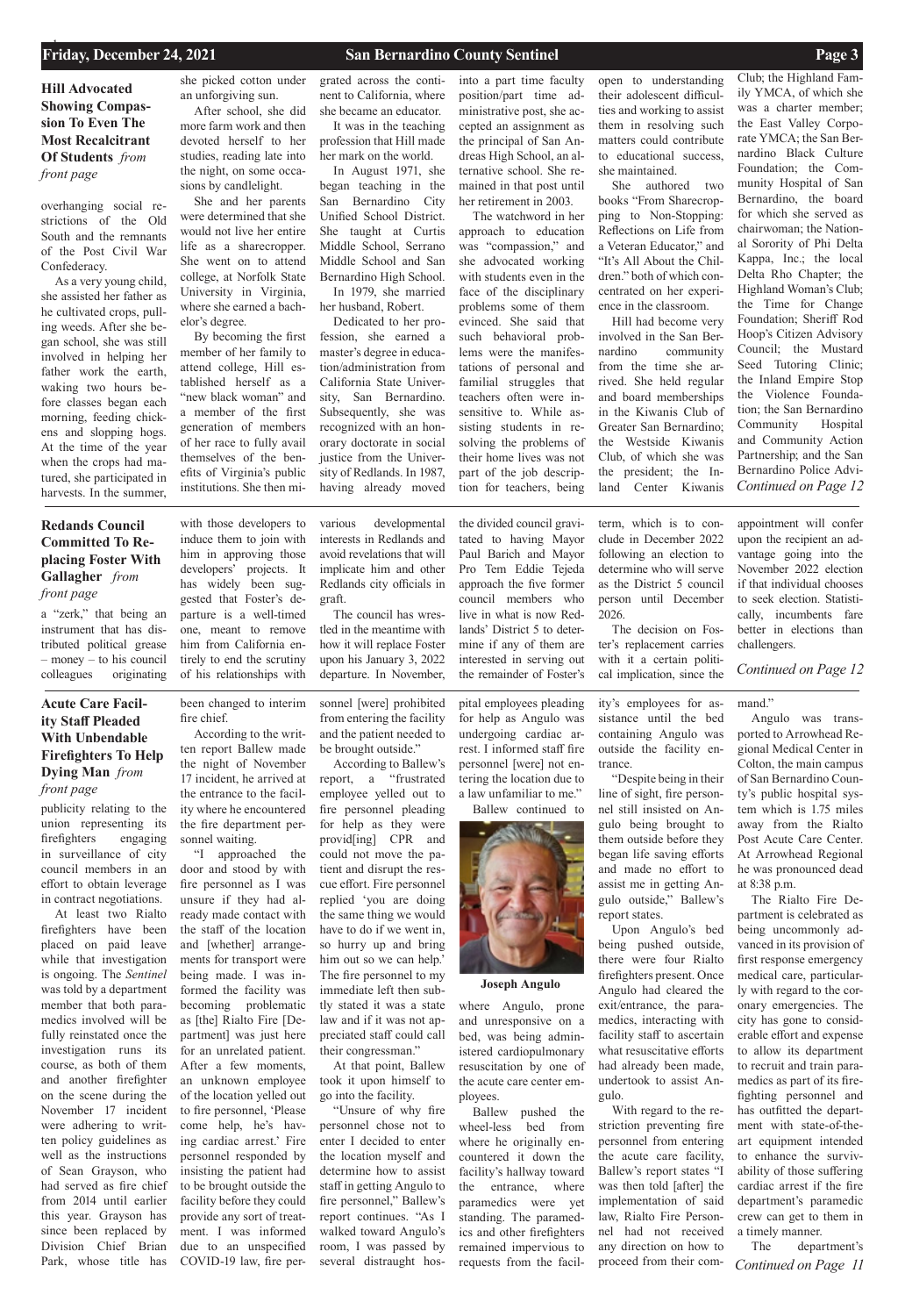## Hill Advocated Showing Compassion To Even The Most Recalcitrant Of Students *from front page*

overhanging social restrictions of the Old South and the remnants of the Post Civil War Confederacy.

As a very young child, she assisted her father as he cultivated crops, pulling weeds. After she began school, she was still involved in helping her father work the earth, waking two hours before classes began each morning, feeding chickens and slopping hogs. At the time of the year when the crops had matured, she participated in harvests. In the summer, she picked cotton under an unforgiving sun.

After school, she did more farm work and then devoted herself to her studies, reading late into the night, on some occasions by candlelight.

She and her parents were determined that she would not live her entire life as a sharecropper. She went on to attend college, at Norfolk State University in Virginia, where she earned a bachelor's degree.

By becoming the first member of her family to attend college, Hill established herself as a "new black woman" and a member of the first generation of members of her race to fully avail themselves of the benefits of Virginia's public institutions. She then migrated across the continent to California, where she became an educator.

It was in the teaching profession that Hill made her mark on the world.

In August 1971, she began teaching in the San Bernardino City Unified School District. She taught at Curtis Middle School, Serrano Middle School and San Bernardino High School.

In 1979, she married her husband, Robert.

Dedicated to her profession, she earned a master's degree in education/administration from California State University, San Bernardino. Subsequently, she was recognized with an honorary doctorate in social justice from the University of Redlands. In 1987, having already moved into a part time faculty position/part time administrative post, she accepted an assignment as the principal of San Andreas High School, an alternative school. She remained in that post until her retirement in 2003.

The watchword in her approach to education was "compassion," and she advocated working with students even in the face of the disciplinary problems some of them evinced. She said that such behavioral problems were the manifestations of personal and familial struggles that teachers often were insensitive to. While assisting students in resolving the problems of their home lives was not part of the job description for teachers, being open to understanding their adolescent difficulties and working to assist them in resolving such matters could contribute to educational success, she maintained.

She authored two books "From Sharecropping to Non-Stopping: Reflections on Life from a Veteran Educator," and "It's All About the Children." both of which concentrated on her experience in the classroom.

Hill had become very involved in the San Bernardino community from the time she arrived. She held regular and board memberships in the Kiwanis Club of Greater San Bernardino; the Westside Kiwanis Club, of which she was the president; the Inland Center Kiwanis Club; the Highland Family YMCA, of which she was a charter member; the East Valley Corporate YMCA; the San Bernardino Black Culture Foundation; the Community Hospital of San Bernardino, the board for which she served as chairwoman; the National Sorority of Phi Delta Kappa, Inc.; the local Delta Rho Chapter; the Highland Woman's Club; the Time for Change Foundation; Sheriff Rod Hoop's Citizen Advisory Council; the Mustard Seed Tutoring Clinic; the Inland Empire Stop the Violence Foundation; the San Bernardino Community Hospital and Community Action Partnership; and the San Bernardino Police Advi-

*Continued on Page 12*

## Redands Council Committed To Replacing Foster With Gallagher *from front page*

a "zerk," that being an instrument that has distributed political grease – money – to his council colleagues originating with those developers to induce them to join with him in approving those developers' projects. It has widely been suggested that Foster's departure is a well-timed one, meant to remove him from California entirely to end the scrutiny of his relationships with various developmental interests in Redlands and avoid revelations that will implicate him and other Redlands city officials in graft.

The council has wrestled in the meantime with how it will replace Foster upon his January 3, 2022 departure. In November, the divided council gravitated to having Mayor Paul Barich and Mayor Pro Tem Eddie Tejeda approach the five former council members who live in what is now Redlands' District 5 to determine if any of them are interested in serving out the remainder of Foster's term, which is to conclude in December 2022 following an election to determine who will serve as the District 5 council person until December 2026.

The decision on Foster's replacement carries with it a certain political implication, since the appointment will confer upon the recipient an advantage going into the November 2022 election if that individual chooses to seek election. Statistically, incumbents fare better in elections than challengers.

*Continued on Page 12*

## Acute Care Facility Staff Pleaded With Unbendable Firefighters To Help Dying Man *from front page*

publicity relating to the union representing its firefighters engaging in surveillance of city council members in an effort to obtain leverage in contract negotiations.

At least two Rialto firefighters have been placed on paid leave while that investigation is ongoing. The *Sentinel* was told by a department member that both paramedics involved will be fully reinstated once the investigation runs its course, as both of them and another firefighter on the scene during the November 17 incident were adhering to written policy guidelines as well as the instructions of Sean Grayson, who had served as fire chief from 2014 until earlier this year. Grayson has since been replaced by Division Chief Brian Park, whose title has been changed to interim fire chief.

According to the written report Ballew made the night of November 17 incident, he arrived at the entrance to the facility where he encountered the fire department personnel waiting.

"I approached the door and stood by with fire personnel as I was unsure if they had already made contact with the staff of the location and [whether] arrangements for transport were being made. I was informed the facility was becoming problematic as [the] Rialto Fire [Department] was just here for an unrelated patient. After a few moments, an unknown employee of the location yelled out to fire personnel, 'Please come help, he's having cardiac arrest.' Fire personnel responded by insisting the patient had to be brought outside the facility before they could provide any sort of treatment. I was informed due to an unspecified COVID-19 law, fire personnel [were] prohibited from entering the facility and the patient needed to be brought outside."

According to Ballew's report, a "frustrated employee yelled out to fire personnel pleading for help as they were provid[ing] CPR and could not move the patient and disrupt the rescue effort. Fire personnel replied 'you are doing the same thing we would have to do if we went in, so hurry up and bring him out so we can help.' The fire personnel to my immediate left then subtly stated it was a state law and if it was not appreciated staff could call their congressman."

At that point, Ballew took it upon himself to go into the facility.

"Unsure of why fire personnel chose not to enter I decided to enter the location myself and determine how to assist staff in getting Angulo to fire personnel," Ballew's report continues. "As I walked toward Angulo's room, I was passed by several distraught hospital employees pleading for help as Angulo was undergoing cardiac arrest. I informed staff fire personnel [were] not entering the location due to a law unfamiliar to me."

Ballew continued to where Angulo, prone and unresponsive on a bed, was being administered cardiopulmonary resuscitation by one of the acute care center employees.

**Joseph Angulo**

Ballew pushed the wheel-less bed from where he originally encountered it down the facility's hallway toward the entrance, where paramedics were yet standing. The paramedics and other firefighters remained impervious to requests from the facility's employees for assistance until the bed containing Angulo was outside the facility entrance.

"Despite being in their line of sight, fire personnel still insisted on Angulo being brought to them outside before they began life saving efforts and made no effort to assist me in getting Angulo outside," Ballew's report states.

Upon Angulo's bed being pushed outside, there were four Rialto firefighters present. Once Angulo had cleared the exit/entrance, the paramedics, interacting with facility staff to ascertain what resuscitative efforts had already been made, undertook to assist Angulo.

With regard to the restriction preventing fire personnel from entering the acute care facility, Ballew's report states "I was then told [after] the implementation of said law, Rialto Fire Personnel had not received any direction on how to proceed from their command."

Angulo was transported to Arrowhead Regional Medical Center in Colton, the main campus of San Bernardino County's public hospital system which is 1.75 miles away from the Rialto Post Acute Care Center. At Arrowhead Regional he was pronounced dead at 8:38 p.m.

The Rialto Fire Department is celebrated as being uncommonly advanced in its provision of first response emergency medical care, particularly with regard to the coronary emergencies. The city has gone to considerable effort and expense to allow its department to recruit and train paramedics as part of its firefighting personnel and has outfitted the department with state-of-the-art equipment intended to enhance the survivability of those suffering cardiac arrest if the fire department's paramedic crew can get to them in a timely manner.

The department's

*Continued on Page 11*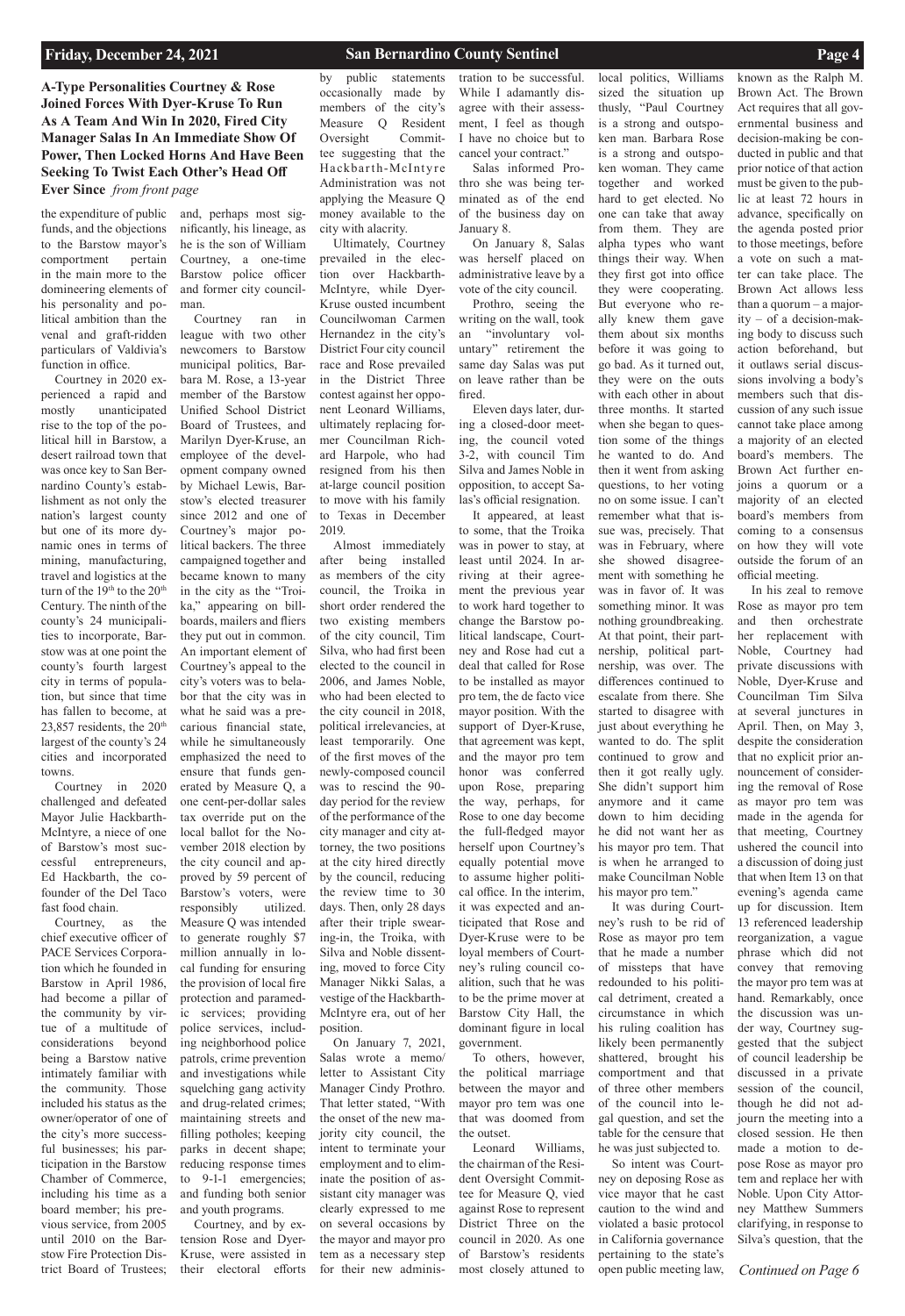**A-Type Personalities Courtney & Rose Joined Forces With Dyer-Kruse To Run As A Team And Win In 2020, Fired City Manager Salas In An Immediate Show Of Power, Then Locked Horns And Have Been Seeking To Twist Each Other's Head Off Ever Since** *from front page*

the expenditure of public funds, and the objections to the Barstow mayor's comportment pertain in the main more to the domineering elements of his personality and political ambition than the venal and graft-ridden particulars of Valdivia's function in office.

Courtney in 2020 experienced a rapid and mostly unanticipated rise to the top of the political hill in Barstow, a desert railroad town that was once key to San Bernardino County's establishment as not only the nation's largest county but one of its more dynamic ones in terms of mining, manufacturing, travel and logistics at the turn of the 19th to the 20th Century. The ninth of the county's 24 municipalities to incorporate, Barstow was at one point the county's fourth largest city in terms of population, but since that time has fallen to become, at 23,857 residents, the 20th largest of the county's 24 cities and incorporated towns.

Courtney in 2020 challenged and defeated Mayor Julie Hackbarth-McIntyre, a niece of one of Barstow's most successful entrepreneurs, Ed Hackbarth, the co-founder of the Del Taco fast food chain.

Courtney, as the chief executive officer of PACE Services Corporation which he founded in Barstow in April 1986, had become a pillar of the community by virtue of a multitude of considerations beyond being a Barstow native intimately familiar with the community. Those included his status as the owner/operator of one of the city's more successful businesses; his participation in the Barstow Chamber of Commerce, including his time as a board member; his previous service, from 2005 until 2010 on the Barstow Fire Protection District Board of Trustees; and, perhaps most significantly, his lineage, as he is the son of William Courtney, a one-time Barstow police officer and former city councilman.

Courtney ran in league with two other newcomers to Barstow municipal politics, Barbara M. Rose, a 13-year member of the Barstow Unified School District Board of Trustees, and Marilyn Dyer-Kruse, an employee of the development company owned by Michael Lewis, Barstow's elected treasurer since 2012 and one of Courtney's major political backers. The three campaigned together and became known to many in the city as the "Troika," appearing on billboards, mailers and fliers they put out in common. An important element of Courtney's appeal to the city's voters was to belabor that the city was in what he said was a precarious financial state, while he simultaneously emphasized the need to ensure that funds generated by Measure Q, a one cent-per-dollar sales tax override put on the local ballot for the November 2018 election by the city council and approved by 59 percent of Barstow's voters, were responsibly utilized. Measure Q was intended to generate roughly $7 million annually in local funding for ensuring the provision of local fire protection and paramedic services; providing police services, including neighborhood police patrols, crime prevention and investigations while squelching gang activity and drug-related crimes; maintaining streets and filling potholes; keeping parks in decent shape; reducing response times to 9-1-1 emergencies; and funding both senior and youth programs.

Courtney, and by extension Rose and Dyer-Kruse, were assisted in their electoral efforts by public statements occasionally made by members of the city's Measure Q Resident Oversight Committee suggesting that the Hackbarth-McIntyre Administration was not applying the Measure Q money available to the city with alacrity.

Ultimately, Courtney prevailed in the election over Hackbarth-McIntyre, while Dyer-Kruse ousted incumbent Councilwoman Carmen Hernandez in the city's District Four city council race and Rose prevailed in the District Three contest against her opponent Leonard Williams, ultimately replacing former Councilman Richard Harpole, who had resigned from his then at-large council position to move with his family to Texas in December 2019.

Almost immediately after being installed as members of the city council, the Troika in short order rendered the two existing members of the city council, Tim Silva, who had first been elected to the council in 2006, and James Noble, who had been elected to the city council in 2018, political irrelevancies, at least temporarily. One of the first moves of the newly-composed council was to rescind the 90-day period for the review of the performance of the city manager and city attorney, the two positions at the city hired directly by the council, reducing the review time to 30 days. Then, only 28 days after their triple swearing-in, the Troika, with Silva and Noble dissenting, moved to force City Manager Nikki Salas, a vestige of the Hackbarth-McIntyre era, out of her position.

On January 7, 2021, Salas wrote a memo/letter to Assistant City Manager Cindy Prothro. That letter stated, "With the onset of the new majority city council, the intent to terminate your employment and to eliminate the position of assistant city manager was clearly expressed to me on several occasions by the mayor and mayor pro tem as a necessary step for their new administration to be successful. While I adamantly disagree with their assessment, I feel as though I have no choice but to cancel your contract."

Salas informed Prothro she was being terminated as of the end of the business day on January 8.

On January 8, Salas was herself placed on administrative leave by a vote of the city council.

Prothro, seeing the writing on the wall, took an "involuntary voluntary" retirement the same day Salas was put on leave rather than be fired.

Eleven days later, during a closed-door meeting, the council voted 3-2, with council Tim Silva and James Noble in opposition, to accept Salas's official resignation.

It appeared, at least to some, that the Troika was in power to stay, at least until 2024. In arriving at their agreement the previous year to work hard together to change the Barstow political landscape, Courtney and Rose had cut a deal that called for Rose to be installed as mayor pro tem, the de facto vice mayor position. With the support of Dyer-Kruse, that agreement was kept, and the mayor pro tem honor was conferred upon Rose, preparing the way, perhaps, for Rose to one day become the full-fledged mayor herself upon Courtney's equally potential move to assume higher political office. In the interim, it was expected and anticipated that Rose and Dyer-Kruse were to be loyal members of Courtney's ruling council coalition, such that he was to be the prime mover at Barstow City Hall, the dominant figure in local government.

To others, however, the political marriage between the mayor and mayor pro tem was one that was doomed from the outset.

Leonard Williams, the chairman of the Resident Oversight Committee for Measure Q, vied against Rose to represent District Three on the council in 2020. As one of Barstow's residents most closely attuned to local politics, Williams sized the situation up thusly, "Paul Courtney is a strong and outspoken man. Barbara Rose is a strong and outspoken woman. They came together and worked hard to get elected. No one can take that away from them. They are alpha types who want things their way. When they first got into office they were cooperating. But everyone who really knew them gave them about six months before it was going to go bad. As it turned out, they were on the outs with each other in about three months. It started when she began to question some of the things he wanted to do. And then it went from asking questions, to her voting no on some issue. I can't remember what that issue was, precisely. That was in February, where she showed disagreement with something he was in favor of. It was something minor. It was nothing groundbreaking. At that point, their partnership, political partnership, was over. The differences continued to escalate from there. She started to disagree with just about everything he wanted to do. The split continued to grow and then it got really ugly. She didn't support him anymore and it came down to him deciding he did not want her as his mayor pro tem. That is when he arranged to make Councilman Noble his mayor pro tem."

It was during Courtney's rush to be rid of Rose as mayor pro tem that he made a number of missteps that have redounded to his political detriment, created a circumstance in which his ruling coalition has likely been permanently shattered, brought his comportment and that of three other members of the council into legal question, and set the table for the censure that he was just subjected to.

So intent was Courtney on deposing Rose as vice mayor that he cast caution to the wind and violated a basic protocol in California governance pertaining to the state's open public meeting law, known as the Ralph M. Brown Act. The Brown Act requires that all governmental business and decision-making be conducted in public and that prior notice of that action must be given to the public at least 72 hours in advance, specifically on the agenda posted prior to those meetings, before a vote on such a matter can take place. The Brown Act allows less than a quorum – a majority – of a decision-making body to discuss such action beforehand, but it outlaws serial discussions involving a body's members such that discussion of any such issue cannot take place among a majority of an elected board's members. The Brown Act further enjoins a quorum or a majority of an elected board's members from coming to a consensus on how they will vote outside the forum of an official meeting.

In his zeal to remove Rose as mayor pro tem and then orchestrate her replacement with Noble, Courtney had private discussions with Noble, Dyer-Kruse and Councilman Tim Silva at several junctures in April. Then, on May 3, despite the consideration that no explicit prior announcement of considering the removal of Rose as mayor pro tem was made in the agenda for that meeting, Courtney ushered the council into a discussion of doing just that when Item 13 on that evening's agenda came up for discussion. Item 13 referenced leadership reorganization, a vague phrase which did not convey that removing the mayor pro tem was at hand. Remarkably, once the discussion was under way, Courtney suggested that the subject of council leadership be discussed in a private session of the council, though he did not adjourn the meeting into a closed session. He then made a motion to depose Rose as mayor pro tem and replace her with Noble. Upon City Attorney Matthew Summers clarifying, in response to Silva's question, that the

*Continued on Page 6*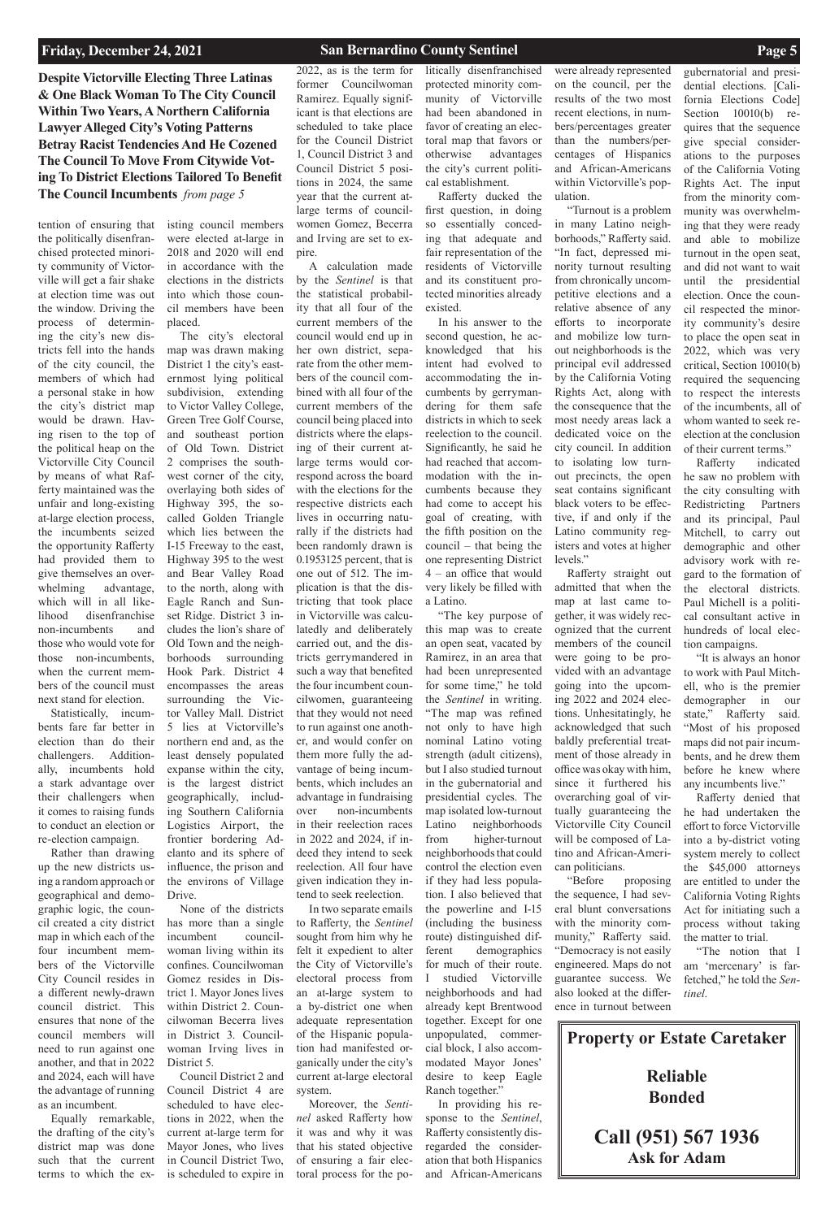**Despite Victorville Electing Three Latinas & One Black Woman To The City Council Within Two Years, A Northern California Lawyer Alleged City's Voting Patterns Betray Racist Tendencies And He Cozened The Council To Move From Citywide Voting To District Elections Tailored To Benefit The Council Incumbents** *from page 5*

tention of ensuring that the politically disenfranchised protected minority community of Victorville will get a fair shake at election time was out the window. Driving the process of determining the city's new districts fell into the hands of the city council, the members of which had a personal stake in how the city's district map would be drawn. Having risen to the top of the political heap on the Victorville City Council by means of what Rafferty maintained was the unfair and long-existing at-large election process, the incumbents seized the opportunity Rafferty had provided them to give themselves an overwhelming advantage, which will in all likelihood disenfranchise non-incumbents and those who would vote for those non-incumbents, when the current members of the council must next stand for election.

Statistically, incumbents fare far better in election than do their challengers. Additionally, incumbents hold a stark advantage over their challengers when it comes to raising funds to conduct an election or re-election campaign.

Rather than drawing up the new districts using a random approach or geographical and demographic logic, the council created a city district map in which each of the four incumbent members of the Victorville City Council resides in a different newly-drawn council district. This ensures that none of the council members will need to run against one another, and that in 2022 and 2024, each will have the advantage of running as an incumbent.

Equally remarkable, the drafting of the city's district map was done such that the current terms to which the existing council members were elected at-large in 2018 and 2020 will end in accordance with the elections in the districts into which those council members have been placed.

The city's electoral map was drawn making District 1 the city's easternmost lying political subdivision, extending to Victor Valley College, Green Tree Golf Course, and southeast portion of Old Town. District 2 comprises the southwest corner of the city, overlaying both sides of Highway 395, the so-called Golden Triangle which lies between the I-15 Freeway to the east, Highway 395 to the west and Bear Valley Road to the north, along with Eagle Ranch and Sunset Ridge. District 3 includes the lion's share of Old Town and the neighborhoods surrounding Hook Park. District 4 encompasses the areas surrounding the Victor Valley Mall. District 5 lies at Victorville's northern end and, as the least densely populated expanse within the city, is the largest district geographically, including Southern California Logistics Airport, the frontier bordering Adelanto and its sphere of influence, the prison and the environs of Village Drive.

None of the districts has more than a single incumbent councilwoman living within its confines. Councilwoman Gomez resides in District 1. Mayor Jones lives within District 2. Councilwoman Becerra lives in District 3. Councilwoman Irving lives in District 5.

Council District 2 and Council District 4 are scheduled to have elections in 2022, when the current at-large term for Mayor Jones, who lives in Council District Two, is scheduled to expire in 2022, as is the term for former Councilwoman Ramirez. Equally significant is that elections are scheduled to take place for the Council District 1, Council District 3 and Council District 5 positions in 2024, the same year that the current at-large terms of councilwomen Gomez, Becerra and Irving are set to expire.

A calculation made by the *Sentinel* is that the statistical probability that all four of the current members of the council would end up in her own district, separate from the other members of the council combined with all four of the current members of the council being placed into districts where the elapsing of their current at-large terms would correspond across the board with the elections for the respective districts each lives in occurring naturally if the districts had been randomly drawn is 0.1953125 percent, that is one out of 512. The implication is that the districting that took place in Victorville was calculatedly and deliberately carried out, and the districts gerrymandered in such a way that benefited the four incumbent councilwomen, guaranteeing that they would not need to run against one another, and would confer on them more fully the advantage of being incumbents, which includes an advantage in fundraising over non-incumbents in their reelection races in 2022 and 2024, if indeed they intend to seek reelection. All four have given indication they intend to seek reelection.

In two separate emails to Rafferty, the *Sentinel* sought from him why he felt it expedient to alter the City of Victorville's electoral process from an at-large system to a by-district one when adequate representation of the Hispanic population had manifested organically under the city's current at-large electoral system.

Moreover, the *Sentinel* asked Rafferty how it was and why it was that his stated objective of ensuring a fair electoral process for the politically disenfranchised protected minority community of Victorville had been abandoned in favor of creating an electoral map that favors or otherwise advantages the city's current political establishment.

Rafferty ducked the first question, in doing so essentially conceding that adequate and fair representation of the residents of Victorville and its constituent protected minorities already existed.

In his answer to the second question, he acknowledged that his intent had evolved to accommodating the incumbents by gerrymandering for them safe districts in which to seek reelection to the council. Significantly, he said he had reached that accommodation with the incumbents because they had come to accept his goal of creating, with the fifth position on the council – that being the one representing District 4 – an office that would very likely be filled with a Latino.

"The key purpose of this map was to create an open seat, vacated by Ramirez, in an area that had been unrepresented for some time," he told the *Sentinel* in writing. "The map was refined not only to have high nominal Latino voting strength (adult citizens), but I also studied turnout in the gubernatorial and presidential cycles. The map isolated low-turnout Latino neighborhoods from higher-turnout neighborhoods that could control the election even if they had less population. I also believed that the powerline and I-15 (including the business route) distinguished different demographics for much of their route. I studied Victorville neighborhoods and had already kept Brentwood together. Except for one unpopulated, commercial block, I also accommodated Mayor Jones' desire to keep Eagle Ranch together."

In providing his response to the *Sentinel*, Rafferty consistently disregarded the consideration that both Hispanics and African-Americans were already represented on the council, per the results of the two most recent elections, in numbers/percentages greater than the numbers/percentages of Hispanics and African-Americans within Victorville's population.

"Turnout is a problem in many Latino neighborhoods," Rafferty said. "In fact, depressed minority turnout resulting from chronically uncompetitive elections and a relative absence of any efforts to incorporate and mobilize low turnout neighborhoods is the principal evil addressed by the California Voting Rights Act, along with the consequence that the most needy areas lack a dedicated voice on the city council. In addition to isolating low turnout precincts, the open seat contains significant black voters to be effective, if and only if the Latino community registers and votes at higher levels."

Rafferty straight out admitted that when the map at last came together, it was widely recognized that the current members of the council were going to be provided with an advantage going into the upcoming 2022 and 2024 elections. Unhesitatingly, he acknowledged that such baldly preferential treatment of those already in office was okay with him, since it furthered his overarching goal of virtually guaranteeing the Victorville City Council will be composed of Latino and African-American politicians.

"Before proposing the sequence, I had several blunt conversations with the minority community," Rafferty said. "Democracy is not easily engineered. Maps do not guarantee success. We also looked at the difference in turnout between gubernatorial and presidential elections. [California Elections Code] Section 10010(b) requires that the sequence give special considerations to the purposes of the California Voting Rights Act. The input from the minority community was overwhelming that they were ready and able to mobilize turnout in the open seat, and did not want to wait until the presidential election. Once the council respected the minority community's desire to place the open seat in 2022, which was very critical, Section 10010(b) required the sequencing to respect the interests of the incumbents, all of whom wanted to seek reelection at the conclusion of their current terms."

Rafferty indicated he saw no problem with the city consulting with Redistricting Partners and its principal, Paul Mitchell, to carry out demographic and other advisory work with regard to the formation of the electoral districts. Paul Michell is a political consultant active in hundreds of local election campaigns.

"It is always an honor to work with Paul Mitchell, who is the premier demographer in our state," Rafferty said. "Most of his proposed maps did not pair incumbents, and he drew them before he knew where any incumbents live."

Rafferty denied that he had undertaken the effort to force Victorville into a by-district voting system merely to collect the $45,000 attorneys are entitled to under the California Voting Rights Act for initiating such a process without taking the matter to trial.

"The notion that I am 'mercenary' is far-fetched," he told the *Sentinel*.

**Property or Estate Caretaker**

**Reliable**
**Bonded**

**Call (951) 567 1936**
**Ask for Adam**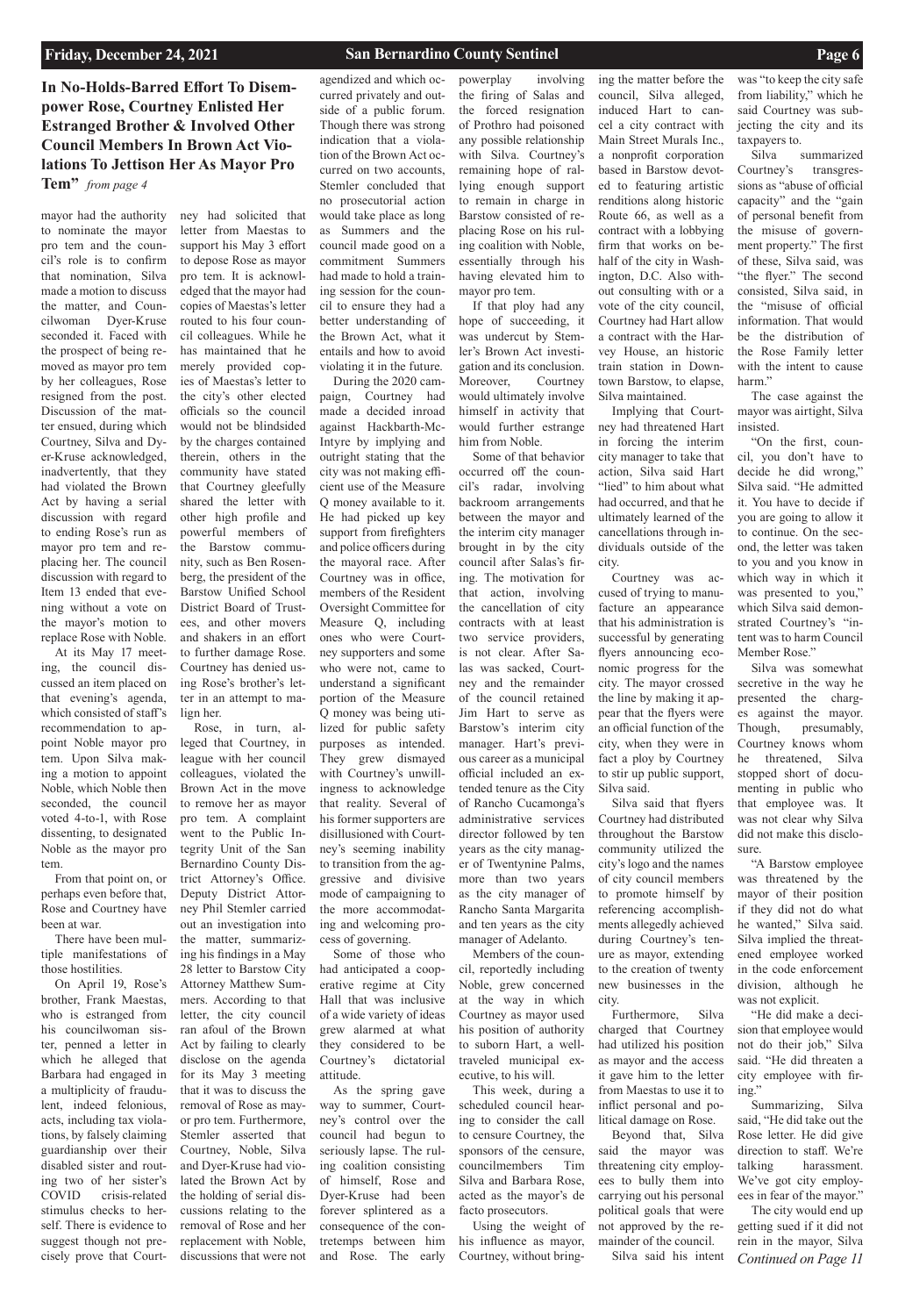## In No-Holds-Barred Effort To Disempower Rose, Courtney Enlisted Her Estranged Brother & Involved Other Council Members In Brown Act Violations To Jettison Her As Mayor Pro Tem" *from page 4*

mayor had the authority to nominate the mayor pro tem and the council's role is to confirm that nomination, Silva made a motion to discuss the matter, and Councilwoman Dyer-Kruse seconded it. Faced with the prospect of being removed as mayor pro tem by her colleagues, Rose resigned from the post. Discussion of the matter ensued, during which Courtney, Silva and Dyer-Kruse acknowledged, inadvertently, that they had violated the Brown Act by having a serial discussion with regard to ending Rose's run as mayor pro tem and replacing her. The council discussion with regard to Item 13 ended that evening without a vote on the mayor's motion to replace Rose with Noble.

At its May 17 meeting, the council discussed an item placed on that evening's agenda, which consisted of staff's recommendation to appoint Noble mayor pro tem. Upon Silva making a motion to appoint Noble, which Noble then seconded, the council voted 4-to-1, with Rose dissenting, to designated Noble as the mayor pro tem.

From that point on, or perhaps even before that, Rose and Courtney have been at war.

There have been multiple manifestations of those hostilities.

On April 19, Rose's brother, Frank Maestas, who is estranged from his councilwoman sister, penned a letter in which he alleged that Barbara had engaged in a multiplicity of fraudulent, indeed felonious, acts, including tax violations, by falsely claiming guardianship over their disabled sister and routing two of her sister's COVID crisis-related stimulus checks to herself. There is evidence to suggest though not precisely prove that Courtney had solicited that letter from Maestas to support his May 3 effort to depose Rose as mayor pro tem. It is acknowledged that the mayor had copies of Maestas's letter routed to his four council colleagues. While he has maintained that he merely provided copies of Maestas's letter to the city's other elected officials so the council would not be blindsided by the charges contained therein, others in the community have stated that Courtney gleefully shared the letter with other high profile and powerful members of the Barstow community, such as Ben Rosenberg, the president of the Barstow Unified School District Board of Trustees, and other movers and shakers in an effort to further damage Rose. Courtney has denied using Rose's brother's letter in an attempt to malign her.

Rose, in turn, alleged that Courtney, in league with her council colleagues, violated the Brown Act in the move to remove her as mayor pro tem. A complaint went to the Public Integrity Unit of the San Bernardino County District Attorney's Office. Deputy District Attorney Phil Stemler carried out an investigation into the matter, summarizing his findings in a May 28 letter to Barstow City Attorney Matthew Summers. According to that letter, the city council ran afoul of the Brown Act by failing to clearly disclose on the agenda for its May 3 meeting that it was to discuss the removal of Rose as mayor pro tem. Furthermore, Stemler asserted that Courtney, Noble, Silva and Dyer-Kruse had violated the Brown Act by the holding of serial discussions relating to the removal of Rose and her replacement with Noble, discussions that were not agendized and which occurred privately and outside of a public forum. Though there was strong indication that a violation of the Brown Act occurred on two accounts, Stemler concluded that no prosecutorial action would take place as long as Summers and the council made good on a commitment Summers had made to hold a training session for the council to ensure they had a better understanding of the Brown Act, what it entails and how to avoid violating it in the future.

During the 2020 campaign, Courtney had made a decided inroad against Hackbarth-McIntyre by implying and outright stating that the city was not making efficient use of the Measure Q money available to it. He had picked up key support from firefighters and police officers during the mayoral race. After Courtney was in office, members of the Resident Oversight Committee for Measure Q, including ones who were Courtney supporters and some who were not, came to understand a significant portion of the Measure Q money was being utilized for public safety purposes as intended. They grew dismayed with Courtney's unwillingness to acknowledge that reality. Several of his former supporters are disillusioned with Courtney's seeming inability to transition from the aggressive and divisive mode of campaigning to the more accommodating and welcoming process of governing.

Some of those who had anticipated a cooperative regime at City Hall that was inclusive of a wide variety of ideas grew alarmed at what they considered to be Courtney's dictatorial attitude.

As the spring gave way to summer, Courtney's control over the council had begun to seriously lapse. The ruling coalition consisting of himself, Rose and Dyer-Kruse had been forever splintered as a consequence of the contretemps between him and Rose. The early powerplay involving the firing of Salas and the forced resignation of Prothro had poisoned any possible relationship with Silva. Courtney's remaining hope of rallying enough support to remain in charge in Barstow consisted of replacing Rose on his ruling coalition with Noble, essentially through his having elevated him to mayor pro tem.

If that ploy had any hope of succeeding, it was undercut by Stemler's Brown Act investigation and its conclusion. Moreover, Courtney would ultimately involve himself in activity that would further estrange him from Noble.

Some of that behavior occurred off the council's radar, involving backroom arrangements between the mayor and the interim city manager brought in by the city council after Salas's firing. The motivation for that action, involving the cancellation of city contracts with at least two service providers, is not clear. After Salas was sacked, Courtney and the remainder of the council retained Jim Hart to serve as Barstow's interim city manager. Hart's previous career as a municipal official included an extended tenure as the City of Rancho Cucamonga's administrative services director followed by ten years as the city manager of Twentynine Palms, more than two years as the city manager of Rancho Santa Margarita and ten years as the city manager of Adelanto.

Members of the council, reportedly including Noble, grew concerned at the way in which Courtney as mayor used his position of authority to suborn Hart, a well-traveled municipal executive, to his will.

This week, during a scheduled council hearing to consider the call to censure Courtney, the sponsors of the censure, councilmembers Tim Silva and Barbara Rose, acted as the mayor's de facto prosecutors.

Using the weight of his influence as mayor, Courtney, without bringing the matter before the council, Silva alleged, induced Hart to cancel a city contract with Main Street Murals Inc., a nonprofit corporation based in Barstow devoted to featuring artistic renditions along historic Route 66, as well as a contract with a lobbying firm that works on behalf of the city in Washington, D.C. Also without consulting with or a vote of the city council, Courtney had Hart allow a contract with the Harvey House, an historic train station in Downtown Barstow, to elapse, Silva maintained.

Implying that Courtney had threatened Hart in forcing the interim city manager to take that action, Silva said Hart "lied" to him about what had occurred, and that he ultimately learned of the cancellations through individuals outside of the city.

Courtney was accused of trying to manufacture an appearance that his administration is successful by generating flyers announcing economic progress for the city. The mayor crossed the line by making it appear that the flyers were an official function of the city, when they were in fact a ploy by Courtney to stir up public support, Silva said.

Silva said that flyers Courtney had distributed throughout the Barstow community utilized the city's logo and the names of city council members to promote himself by referencing accomplishments allegedly achieved during Courtney's tenure as mayor, extending to the creation of twenty new businesses in the city.

Furthermore, Silva charged that Courtney had utilized his position as mayor and the access it gave him to the letter from Maestas to use it to inflict personal and political damage on Rose.

Beyond that, Silva said the mayor was threatening city employees to bully them into carrying out his personal political goals that were not approved by the remainder of the council.

Silva said his intent was "to keep the city safe from liability," which he said Courtney was subjecting the city and its taxpayers to.

Silva summarized Courtney's transgressions as "abuse of official capacity" and the "gain of personal benefit from the misuse of government property." The first of these, Silva said, was "the flyer." The second consisted, Silva said, in the "misuse of official information. That would be the distribution of the Rose Family letter with the intent to cause harm."

The case against the mayor was airtight, Silva insisted.

"On the first, council, you don't have to decide he did wrong," Silva said. "He admitted it. You have to decide if you are going to allow it to continue. On the second, the letter was taken to you and you know in which way in which it was presented to you," which Silva said demonstrated Courtney's "intent was to harm Council Member Rose."

Silva was somewhat secretive in the way he presented the charges against the mayor. Though, presumably, Courtney knows whom he threatened, Silva stopped short of documenting in public who that employee was. It was not clear why Silva did not make this disclosure.

"A Barstow employee was threatened by the mayor of their position if they did not do what he wanted," Silva said. Silva implied the threatened employee worked in the code enforcement division, although he was not explicit.

"He did make a decision that employee would not do their job," Silva said. "He did threaten a city employee with firing."

Summarizing, Silva said, "He did take out the Rose letter. He did give direction to staff. We're talking harassment. We've got city employees in fear of the mayor."

The city would end up getting sued if it did not rein in the mayor, Silva

*Continued on Page 11*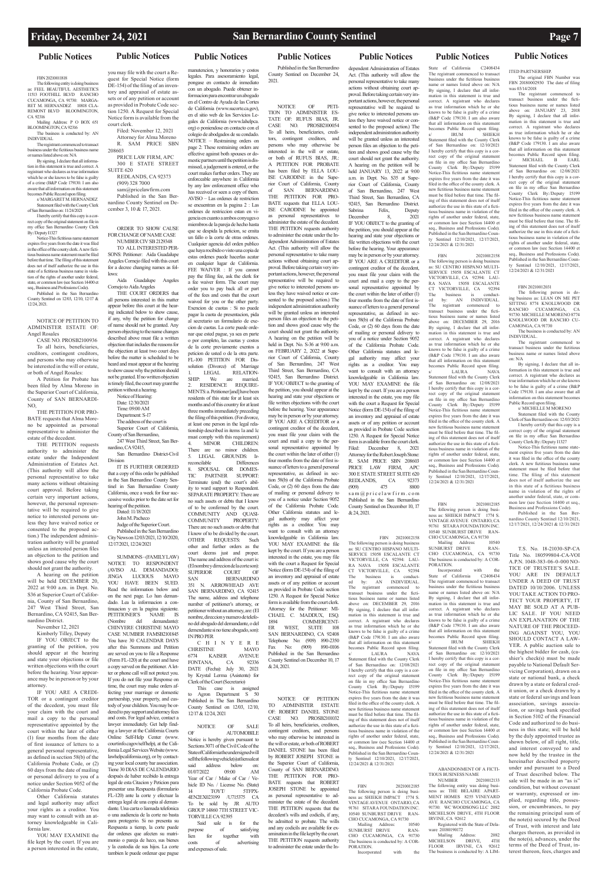FBN 20210011818

The following entity is doing business as: FEEL BEAUTIFUL AESTHETICS 11513 FOOTHILL BLVD RANCHO CUCAMONGA, CA 91730: MARGARET M. HERNANDEZ 10818 CLAREMONT BLVD BLOOMINGTON, CA 92316

Mailing Address: P O BOX 651 BLOOMINGTON, CA 92316

The business is conducted by: AN INDIVIDUAL.

The registrant commenced to transact business under the fictitious business name or names listed above on: N/A

By signing, I declare that all information in this statement is true and correct. A registrant who declares as true information which he or she knows to be false is guilty of a crime (B&P Code 179130. I am also aware that all information on this statement becomes Public Record upon filing.

s/ MARGARET M. HERNANDEZ

Statement filed with the County Clerk of San Bernardino on: 11/24/2021

I hereby certify that this copy is a correct copy of the original statement on file in my office San Bernardino County Clerk By:/Deputy I1327

Notice-This fictitious name statement expires five years from the date it was filed in the office of the county clerk. A new fictitious business name statement must be filed before that time. The filing of this statement does not of itself authorize the use in this state of a fictitious business name in violation of the rights of another under federal, state, or common law (see Section 14400 et seq., Business and Professions Code).

Published in the San Bernardino County Sentinel on 12/03, 12/10, 12/17 & 12/24, 2021.

NOTICE OF PETITION TO ADMINISTER ESTATE OF: Angel Rosales

CASE NO. PROSB2100936

To all heirs, beneficiaries, creditors, contingent creditors, and persons who may otherwise be interested in the will or estate, or both of Angel Rosales:

A Petition for Probate has been filed by Alma Moreno in the Superior Court of California, County of SAN BERNARDINO,

THE PETITION FOR PROBATE requests that Alma Moreno be appointed as personal representative to administer the estate of the decedent.

THE PETITION requests authority to administer the estate under the Independent Administration of Estates Act. (This authority will allow the personal representative to take many actions without obtaining court approval. Before taking certain very important actions, however, the personal representative will be required to give notice to interested persons unless they have waived notice or consented to the proposed action.) The independent administration authority will be granted unless an interested person files an objection to the petition and shows good cause why the court should not grant the authority.

A hearing on the petition will be held DECEMBER 20, 2022 at 9:00 a.m. in Dept. No. S36 at Superior Court of California, County of San Bernardino, 247 West Third Street, San Bernardino, CA 92415, San Bernardino District.

November 12, 2021

Kimberly Tilley, Deputy

IF YOU OBJECT to the granting of the petition, you should appear at the hearing and state your objections or file written objections with the court before the hearing. Your appearance may be in person or by your attorney.

IF YOU ARE A CREDITOR or a contingent creditor of the decedent, you must file your claim with the court and mail a copy to the personal representative appointed by the court within the later of either (1) four months from the date of first issuance of letters to a general personal representative, as defined in section 58(b) of the California Probate Code, or (2) 60 days from the date of mailing or personal delivery to you of a notice under Section 9052 of the California Probate Code.

Other California statutes and legal authority may affect your rights as a creditor. You may want to consult with an attorney knowledgeable in California law.

YOU MAY EXAMINE the file kept by the court. If you are a person interested in the estate, you may file with the court a Request for Special Notice (form DE-154) of the filing of an inventory and appraisal of estate assets or of any petition or account as provided in Probate Code section 1250. A Request for Special Notice form is available from the court clerk.

Filed: November 12, 2021

Attorney for Alma Moreno

R. SAM PRICE SBN 208603

PRICE LAW FIRM, APC

300 E STATE STREET SUITE 620

REDLANDS, CA 92373

(909) 328 7000

sam@pricelawfirm.com

Published in the San Bernardino County Sentinel on December 3, 10 & 17, 2021.

ORDER TO SHOW CAUSE FOR CHANGE OF NAME CASE NUMBER CIV SB 2129348

TO ALL INTERESTED PERSONS: Petitioner: Aida Guadalupe Angeles Cornejo filed with this court for a decree changing names as follows:

Aida Guadalupe Angeles Cornejo to Aida Angeles

THE COURT ORDERS that all persons interested in this matter appear before this court at the hearing indicated below to show cause, if any, why the petition for change of name should not be granted. Any person objecting to the name changes described above must file a written objection that includes the reasons for the objection at least two court days before the matter is scheduled to be heard and must appear at the hearing to show cause why the petition should not be granted. If no written objection is timely filed, the court may grant the petition without a hearing.

Notice of Hearing:

Date: 12/30/2021

Time: 09:00 AM

Department: S-17

The address of the court is Superior Court of California, County of San Bernardino,

247 West Third Street, San Bernardino, CA 92415,

San Bernardino District-Civil Division

IT IS FURTHER ORDERED that a copy of this order be published in the San Bernardino County Sentinel in San Bernardino County California, once a week for four successive weeks prior to the date set for hearing of the petition.

Dated: 11/18/2021

John M. Pacheco

Judge of the Superior Court.

Published in the San Bernardino City News on 12/03/2021, 12/10/2020, 12/17/2021, 12/24/2021

SUMMONS–(FAMILY LAW) NOTICE TO RESPONDENT (AVISO AL DEMANDADO): JINGA LUCIOUS MAYO YOU HAVE BEEN SUED. Read the information below and on the next page. Lo han demandado. Lea la informacion a continuacion y en la pagina siguiente. PETITIONER'S NAME IS (Nombre del demandante): CHINYERE CHRISTINE MAYO CASE NUMBER FAMSB2101845 You have 30 CALENDAR DAYS after this Summons and Petition are served on you to file a Response (Form FL-120) at the court and have a copy served on the petitioner. A letter or phone call will not protect you. If you do not file your Response on time, the court may make orders affecting your marriage or domestic partnership, your property, and custody of your children. You may be ordered to pay support and attorney fees and costs. For legal advice, contact a lawyer immediately. Get help finding a lawyer at the California Courts Online Self-Help Center (www.courtinfo.ca.gov/selfhelp), at the California Legal Services Website (www.lawhelpcalifornia.org), or by contacting your local county bar association. Tiene 30 DIAS DE CALENDARIO después de haber recibido la entrega legal de esta Citacion y Peticion para presentar una Respuesta (formulario FL-120) ante la corte y efectuar la entrega legal de una copia al demandante. Una carta o llamada telefonica o una audiencia de la corte no basta para protegerio. Si no presenta su Respuesta a tiempo, la corte puede dar ordenes que afecten su matrimonio o pareja de heco, sus bienes y la custodia de sus hijos. La corte tambien le puede ordenar que pague manutencion, y honorarios y costos legales. Para asesoramiento legal, pongase en contacto de inmediato con un abogado. Puede obtener informacion para encontrar un abogado en el Centro de Ayuda de las Cortes de California (www.sucorte.ca.gov), en el sitio web de los Servicios Legales de California (www.lwahelpca.org) o poniendose en contacto con el colegio de abogados de su condado. NOTICE – Restraining orders on page 2: These restraining orders are effective against both spouses or domestic partners until the petition is dismissed, a judgement is entered, or the court makes further orders. They are enforceable anywhere in California by any law enforcement office who has received or seen a copy of them. AVISO – Las ordenes de restriccion se encuentran en la pagina 2 : Las ordenes de restriccion estan en vigencia en cuanto a ambos conyuges o miembros de la pareja de hecho hasta que se despida la peticion, se emita un fallo o la corte de otras ordenes. Cualquier agencia del orden publico que haya recibido o visto una copia de estas ordenes puede hacerlas acatar en cualquier lugar de California. FEE WAIVER : If you cannot pay the filing fee, ask the clerk for a fee waiver form. The court may order you to pay back all or part of the fees and costs that the court waived for you or the other party. Exencion de cuotas : Si no puede pagar la cuota de presentacion, pida al secretario un formulario de exencion de cuotas. La corte puede ordenar que usted pague, ya sea en parte o por completo, las cuotas y costos de la corte previamente exentos a peticion de usted o de la otra parte. FL-100 PETITION FOR Dissolution (Divorce) of: Marriage 1. LEGAL RELATIONSHIP: We are married. 2. RESIDENCE REQUIREMENTS: a. Petitioner [and] have been residents of this state for at least six months and of this country for at least three months immediately preceding the filing of this petition. (For divorce, at least one person in the legal relationship described in items 1a and 1c must comply with this requirement.) 4. MINOR CHILDREN: There are no minor children. 5. LEGAL GROUNDS: Irreconcilable Differences 8. SPOUSAL OR DOMESTIC PARTNER SUPPORT: Terminate (end) the court's ability to award support to Respondent. SEPARATE PROPERTY: There are no such assets or debts that I know of to be confirmed by the court. COMMUNITY AND QUASI-COMMUNITY PROPERTY: There are no such assets or debts that I know of to be divided by the court. OTHER REQUESTS: Such other and further orders as the court deems just and proper. The name and address of the court is: (El nombre y direccion de la corte son): SUPERIOR COURT OF SAN BERNARDINO 351 N. ARROWHEAD AVE SAN BERNARDINO, CA 92415 The name, address and telephone number of petitioner's attorney, or petitioner without an attorney, are: (El nombre, direccion y numero de telefono del abogado del demandante, o del demendante si no tiene abogado, son): IN PRO PER

C H I N Y E R E CHRISTINE MAYO

6774 KAISER AVENUE FONTANA, CA 92336

DATE (Fecha): July 30, 2021 by Krystal Lerma (Asistente) for Clerk of the Court (Secretario)

This case is assigned to Agron Department S 50 Published in The San Bernardino County Sentinel on 12/03, 12/10, 12/17 & 12/24, 2021

NOTICE OF SALE OF AUTOMOBILE Notice is hereby given pursuant to Sections 3071 of the Civil Code of the State of California the undersigned will sell the following vehicle(s) at lien sale at said address below on: 01/07/2022 09:00 AM Year of Car / Make of Car / Vehicle ID No. / License No. (State) 14 TOYT/ 5TFPX-4EN2EX023109 /7JTU575 CA To be sold by JR AUTO GROUP 14860 7TH STREET VICTORVILLE CA 92395

Said sale is for the purpose of satisfying lien for together with costs of advertising and expenses of sale.

Published in the San Bernardino County Sentinel on December 24, 2021.

NOTICE OF PETITION TO ADMINISTER ESTATE OF: RUFUS BIAS, JR. CASE NO. PROSB2100054

To all heirs, beneficiaries, creditors, contingent creditors, and persons who may otherwise be interested in the will or estate, or both of RUFUS BIAS, JR.: A PETITION FOR PROBATE has been filed by ELLA LOUISE CARODINE in the Superior Court of California, County of SAN BERNARDINO. THE PETITION FOR PROBATE requests that ELLA LOUISE CARODINE be appointed as personal representatives to administer the estate of the decedent. THE PETITION requests authority to administer the estate under the Independent Administration of Estates Act. (This authority will allow the personal representative to take many actions without obtaining court approval. Before taking certain very important actions, however, the personal representative will be required to give notice to interested persons unless they have waived notice or consented to the proposed action.) The independent administration authority will be granted unless an interested person files an objection to the petition and shows good cause why the court should not grant the authority. A hearing on the petition will be held in Dept. No. S-36 at 9:00 a.m. on FEBRUARY 2, 2022 at Superior Court of California, County of San Bernardino, 247 West Third Street, San Bernardino, CA 92415, San Bernardino District. IF YOU OBJECT to the granting of the petition, you should appear at the hearing and state your objections or file written objections with the court before the hearing. Your appearance may be in person or by your attorney. IF YOU ARE A CREDITOR or a contingent creditor of the decedent, you must file your claim with the court and mail a copy to the personal representative appointed by the court within the later of either (1) four months from the date of first issuance of letters to a general personal representative, as defined in section 58(b) of the California Probate Code, or (2) 60 days from the date of mailing or personal delivery to you of a notice under section 9052 of the California Probate Code. Other California statutes and legal authority may affect your rights as a creditor. You may want to consult with an attorney knowledgeable in California law. YOU MAY EXAMINE the file kept by the court. If you are a person interested in the estate, you may file with the court a Request for Special Notice (form DE-154) of the filing of an inventory and appraisal of estate assets or of any petition or account as provided in Probate Code section 1250. A Request for Special Notice form is available from the court clerk. Attorney for the Petitioner: MICHAEL C. MADDUX, ESQ. 1894 COMMERCENTER WEST, SUITE 108 SAN BERNARDINO, CA 92408 Telephone No: (909) 890-2350 Fax No: (909) 890-0106 Published in the San Bernardino County Sentinel on December 17 & 24, 2021.

NOTICE OF PETITION TO ADMINISTER ESTATE OF: ROBERT DANIEL STONE CASE NO. PROSB2101032

To all heirs, beneficiaries, creditors, contingent creditors, and persons who may otherwise be interested in the will or estate, or both of ROBERT DANIEL STONE has been filed by ROBERT JOSEPH STONE in the Superior Court of California, County of SAN BERNARDINO. THE PETITION FOR PROBATE requests that ROBERT JOSEPH STONE be appointed as personal representative to administer the estate of the decedent. THE PETITION requests that the decedent's wills and codicils, if any, be admitted to probate. The wills and any codicils are available for examination in the file kept by the court. THE PETITION requests authority to administer the estate under the Independent Administration of Estates Act. (This authority will allow the personal representative to take many actions without obtaining court approval. Before taking certain very important actions, however, the personal representative will be required to give notice to interested persons unless they have waived notice or consented to the proposed action.) The independent administration authority will be granted unless an interested person files an objection to the petition and shows good cause why the court should not grant the authority. A hearing on the petition will be held JANUARY 13, 2022 at 9:00 a.m. in Dept. No. S35 at Superior Court of California, County of San Bernardino, 247 West Third Street, San Bernardino, CA 92415, San Bernardino District. Sabrina Felix, Deputy December 8, 2021 IF YOU OBJECT to the granting of the petition, you should appear at the hearing and state your objections or file written objections with the court before the hearing. Your appearance may be in person or by your attorney. IF YOU ARE A CREDITOR or a contingent creditor of the decedent, you must file your claim with the court and mail a copy to the personal representative appointed by the court within the later of either (1) four months from the date of first issuance of letters to a general personal representative, as defined in section 58(b) of the California Probate Code, or (2) 60 days from the date of mailing or personal delivery to you of a notice under section 9052 of the California Probate Code. Other California statutes and legal authority may affect your rights as a creditor. You may want to consult with an attorney knowledgeable in California law. YOU MAY EXAMINE the file kept by the court. If you are a person interested in the estate, you may file with the court a Request for Special Notice (form DE-154) of the filing of an inventory and appraisal of estate assets or of any petition or account as provided in Probate Code section 1250. A Request for Special Notice form is available from the court clerk. Filed: December 8, 2021 Attorney for the Robert Joseph Stone: R. SAM PRICE SBN 208603 PRICE LAW FIRM, APC 300 E STATE STREET SUITE 620 REDLANDS, CA 92373 (909) 475 8800 sam@pricelawfirm.com Published in the San Bernardino County Sentinel on December 17 & 24, 2021.

FBN 20210012158

The following person is doing business as: SU CENTRO HISPANO MULTI-SERVICE 15058 ESCALANTE CT VICTORVILLE, CA 92394: LAURA NAVA 15058 ESCALANTE CT VICTORVILLE, CA 92394

The business is conducted by: AN INDIVIDUAL.

The registrant commenced to transact business under the fictitious business name or names listed above on: DECEMBER 29, 2016

By signing, I declare that all information in this statement is true and correct. A registrant who declares as true information which he or she knows to be false is guilty of a crime (B&P Code 179130. I am also aware that all information on this statement becomes Public Record upon filing.

s/ LAURA NAVA

Statement filed with the County Clerk of San Bernardino on: 12/08/2021

I hereby certify that this copy is a correct copy of the original statement on file in my office San Bernardino County Clerk By:/Deputy I5199

Notice-This fictitious name statement expires five years from the date it was filed in the office of the county clerk. A new fictitious business name statement must be filed before that time. The filing of this statement does not of itself authorize the use in this state of a fictitious business name in violation of the rights of another under federal, state, or common law (see Section 14400 et seq., Business and Professions Code).

Published in the San Bernardino County Sentinel 12/10/2021, 12/17/2021, 12/24/2021 & 12/31/2021

FBN 20210012185

The following person is doing business as: SHIEKH IMPACT 1774 S. VINTAGE AVENUE ONTARIO, CA 91761 SITARA FOUNDATION INC. 10540 SUNBURST DRIVE RANCHO CUCAMONGA, CA 91730

Mailing Address: 10540 SUNBURST DRIVE RANCHO CUCAMONGA, CA 91730

The business is conducted by: A CORPORATION.

Incorporated with the State of California C2408434

The registrant commenced to transact business under the fictitious business name or names listed above on: N/A

By signing, I declare that all information in this statement is true and correct. A registrant who declares as true information which he or she knows to be false is guilty of a crime (B&P Code 179130. I am also aware that all information on this statement becomes Public Record upon filing.

s/ IRUM SHIEKH

Statement filed with the County Clerk of San Bernardino on: 12/10/2021

I hereby certify that this copy is a correct copy of the original statement on file in my office San Bernardino County Clerk By:/Deputy I5199

Notice-This fictitious name statement expires five years from the date it was filed in the office of the county clerk. A new fictitious business name statement must be filed before that time. The filing of this statement does not of itself authorize the use in this state of a fictitious business name in violation of the rights of another under federal, state, or common law (see Section 14400 et seq., Business and Professions Code).

Published in the San Bernardino County Sentinel 12/10/2021, 12/17/2021, 12/24/2021 & 12/31/2021

FBN 20210012158

The following person is doing business as: SU CENTRO HISPANO MULTI-SERVICE 15058 ESCALANTE CT VICTORVILLE, CA 92394: LAURA NAVA 15058 ESCALANTE CT VICTORVILLE, CA 92394

The business is conducted by: AN INDIVIDUAL.

The registrant commenced to transact business under the fictitious business name or names listed above on: DECEMBER 29, 2016

By signing, I declare that all information in this statement is true and correct. A registrant who declares as true information which he or she knows to be false is guilty of a crime (B&P Code 179130. I am also aware that all information on this statement becomes Public Record upon filing.

s/ LAURA NAVA

Statement filed with the County Clerk of San Bernardino on: 12/08/2021

I hereby certify that this copy is a correct copy of the original statement on file in my office San Bernardino County Clerk By:/Deputy I5199

Notice-This fictitious name statement expires five years from the date it was filed in the office of the county clerk. A new fictitious business name statement must be filed before that time. The filing of this statement does not of itself authorize the use in this state of a fictitious business name in violation of the rights of another under federal, state, or common law (see Section 14400 et seq., Business and Professions Code).

Published in the San Bernardino County Sentinel 12/10/2021, 12/17/2021, 12/24/2021 & 12/31/2021

FBN 20210012185

The following person is doing business as: SHIEKH IMPACT 1774 S. VINTAGE AVENUE ONTARIO, CA 91761 SITARA FOUNDATION INC. 10540 SUNBURST DRIVE RANCHO CUCAMONGA, CA 91730

Mailing Address: 10540 SUNBURST DRIVE RANCHO CUCAMONGA, CA 91730

The business is conducted by: A CORPORATION.

Incorporated with the State of California C2408434

The registrant commenced to transact business under the fictitious business name or names listed above on: N/A

By signing, I declare that all information in this statement is true and correct. A registrant who declares as true information which he or she knows to be false is guilty of a crime (B&P Code 179130. I am also aware that all information on this statement becomes Public Record upon filing.

s/ IRUM SHIEKH

Statement filed with the County Clerk of San Bernardino on: 12/10/2021

I hereby certify that this copy is a correct copy of the original statement on file in my office San Bernardino County Clerk By:/Deputy I5199

Notice-This fictitious name statement expires five years from the date it was filed in the office of the county clerk. A new fictitious business name statement must be filed before that time. The filing of this statement does not of itself authorize the use in this state of a fictitious business name in violation of the rights of another under federal, state, or common law (see Section 14400 et seq., Business and Professions Code).

Published in the San Bernardino County Sentinel 12/10/2021, 12/17/2021, 12/24/2021 & 12/31/2021

ABANDONMENT OF A FICTITIOUS BUSINESS NAME

NUMBER 20210012133

The following entity was doing business as: THE BELAIRE APARTMENT HOMES 8255 VINEYARD AVE RANCHO CUCAMONGA, CA 91730: WC WOODSONG LLC 2082 MICHELSON DRIVE, 4TH FLOOR IRVINE, CA 92612

Registered with the State of Delaware 201801/90172

Mailing Address: 2082 MICHELSON DRIVE, 4TH FLOOR IRVINE, CA 92612

The business is conducted by: A LIMITED PARTNERSHIP.

The original FBN Number was FBN 20180002930 The date of filing was 03/14/2018

The registrant commenced to transact business under the fictitious business name or names listed above on: JANUARY 23, 2018

By signing, I declare that all information in this statement is true and correct. A registrant who declares as true information which he or she knows to be false is guilty of a crime (B&P Code 179130. I am also aware that all information on this statement becomes Public Record upon filing.

s/ MICHAEL B EARL

Statement filed with the County Clerk of San Bernardino on: 12/08/2021

I hereby certify that this copy is a correct copy of the original statement on file in my office San Bernardino County Clerk By:/Deputy I5199

Notice-This fictitious name statement expires five years from the date it was filed in the office of the county clerk. A new fictitious business name statement must be filed before that time. The filing of this statement does not of itself authorize the use in this state of a fictitious business name in violation of the rights of another under federal, state, or common law (see Section 14400 et seq., Business and Professions Code).

Published in the San Bernardino County Sentinel 12/10/2021, 12/17/2021, 12/24/2021 & 12/31/2021

FBN 20210012031

The following person is doing business as: LEAN ON ME PET SITTING 8774 KNOLLWOOD DR RANCHO CUCAMONGA, CA 91730: MICHELLE M MORENO 8774 KNOLLWOOD DR RANCHO CUCAMONGA, CA 91730

The business is conducted by: AN INDIVIDUAL.

The registrant commenced to transact business under the fictitious business name or names listed above on: N/A

By signing, I declare that all information in this statement is true and correct. A registrant who declares as true information which he or she knows to be false is guilty of a crime (B&P Code 179130. I am also aware that all information on this statement becomes Public Record upon filing.

s/ MICHELLE M MORENO

Statement filed with the County Clerk of San Bernardino on: 12/03/2021

I hereby certify that this copy is a correct copy of the original statement on file in my office San Bernardino County Clerk By:/Deputy I1327

Notice-This fictitious name statement expires five years from the date it was filed in the office of the county clerk. A new fictitious business name statement must be filed before that time. The filing of this statement does not of itself authorize the use in this state of a fictitious business name in violation of the rights of another under federal, state, or common law (see Section 14400 et seq., Business and Professions Code).

Published in the San Bernardino County Sentinel 12/10/2021, 12/17/2021, 12/24/2021 & 12/31/2021

T.S. No. 18-21030-SP-CA Title No. 180599804-CA-VOI A.P.N. 1048-383-06-0-000 NOTICE OF TRUSTEE'S SALE. YOU ARE IN DEFAULT UNDER A DEED OF TRUST DATED 10/10/2006. UNLESS YOU TAKE ACTION TO PROTECT YOUR PROPERTY, IT MAY BE SOLD AT A PUBLIC SALE. IF YOU NEED AN EXPLANATION OF THE NATURE OF THE PROCEEDING AGAINST YOU, YOU SHOULD CONTACT A LAWYER. A public auction sale to the highest bidder for cash, (cashier's check(s) must be made payable to National Default Servicing Corporation), drawn on a state or national bank, a check drawn by a state or federal credit union, or a check drawn by a state or federal savings and loan association, savings association, or savings bank specified in Section 5102 of the Financial Code and authorized to do business in this state; will be held by the duly appointed trustee as shown below, of all right, title, and interest conveyed to and now held by the trustee in the hereinafter described property under and pursuant to a Deed of Trust described below. The sale will be made in an "as is" condition, but without covenant or warranty, expressed or implied, regarding title, possession, or encumbrances, to pay the remaining principal sum of the note(s) secured by the Deed of Trust, with interest and late charges thereon, as provided in the note(s), advances, under the terms of the Deed of Trust, interest thereon, fees, charges and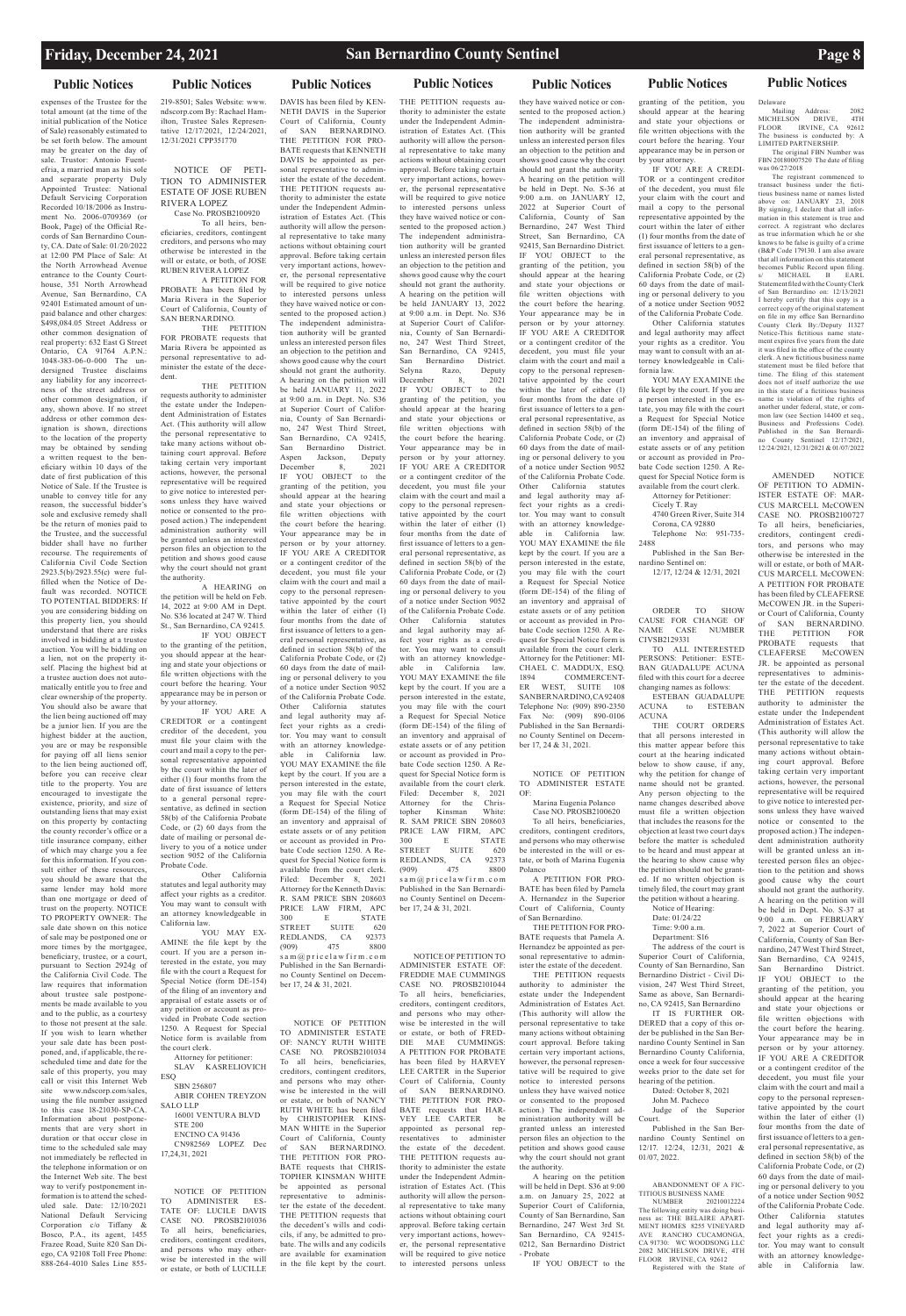expenses of the Trustee for the total amount (at the time of the initial publication of the Notice of Sale) reasonably estimated to be set forth below. The amount may be greater on the day of sale. Trustor: Antonio Fuentefria, a married man as his sole and separate property Duly Appointed Trustee: National Default Servicing Corporation Recorded 10/18/2006 as Instrument No. 2006-0709369 (or Book, Page) of the Official Records of San Bernardino County, CA. Date of Sale: 01/20/2022 at 12:00 PM Place of Sale: At the North Arrowhead Avenue entrance to the County Courthouse, 351 North Arrowhead Avenue, San Bernardino, CA 92401 Estimated amount of unpaid balance and other charges: $498,084.05 Street Address or other common designation of real property: 632 East G Street Ontario, CA 91764 A.P.N.: 1048-383-06-0-000 The undersigned Trustee disclaims any liability for any incorrectness of the street address or other common designation, if any, shown above. If no street address or other common designation is shown, directions to the location of the property may be obtained by sending a written request to the beneficiary within 10 days of the date of first publication of this Notice of Sale. If the Trustee is unable to convey title for any reason, the successful bidder's sole and exclusive remedy shall be the return of monies paid to the Trustee, and the successful bidder shall have no further recourse. The requirements of California Civil Code Section 2923.5(b)/2923.55(c) were fulfilled when the Notice of Default was recorded. NOTICE TO POTENTIAL BIDDERS: If you are considering bidding on this property lien, you should understand that there are risks involved in bidding at a trustee auction. You will be bidding on a lien, not on the property itself. Placing the highest bid at a trustee auction does not automatically entitle you to free and clear ownership of the property. You should also be aware that the lien being auctioned off may be a junior lien. If you are the highest bidder at the auction, you are or may be responsible for paying off all liens senior to the lien being auctioned off, before you can receive clear title to the property. You are encouraged to investigate the existence, priority, and size of outstanding liens that may exist on this property by contacting the county recorder's office or a title insurance company, either of which may charge you a fee for this information. If you consult either of these resources, you should be aware that the same lender may hold more than one mortgage or deed of trust on the property. NOTICE TO PROPERTY OWNER: The sale date shown on this notice of sale may be postponed one or more times by the mortgagee, beneficiary, trustee, or a court, pursuant to Section 2924g of the California Civil Code. The law requires that information about trustee sale postponements be made available to you and to the public, as a courtesy to those not present at the sale. If you wish to learn whether your sale date has been postponed, and, if applicable, the rescheduled time and date for the sale of this property, you may call or visit this Internet Web site www.ndscorp.com/sales, using the file number assigned to this case 18-21030-SP-CA. Information about postponements that are very short in duration or that occur close in time to the scheduled sale may not immediately be reflected in the telephone information or on the Internet Web site. The best way to verify postponement information is to attend the scheduled sale. Date: 12/10/2021 National Default Servicing Corporation c/o Tiffany & Bosco, P.A., its agent, 1455 Frazee Road, Suite 820 San Diego, CA 92108 Toll Free Phone: 888-264-4010 Sales Line 855-219-8501; Sales Website: www.ndscorp.com By: Rachael Hamilton, Trustee Sales Representative 12/17/2021, 12/24/2021, 12/31/2021 CPP351770

NOTICE OF PETITION TO ADMINISTER ESTATE OF JOSE RUBEN RIVERA LOPEZ

Case No. PROSB2100920

To all heirs, beneficiaries, creditors, contingent creditors, and persons who may otherwise be interested in the will or estate, or both, of JOSE RUBEN RIVERA LOPEZ

A PETITION FOR PROBATE has been filed by Maria Rivera in the Superior Court of California, County of SAN BERNARDINO.

THE PETITION FOR PROBATE requests that Maria Rivera be appointed as personal representative to administer the estate of the decedent.

THE PETITION requests authority to administer the estate under the Independent Administration of Estates Act. (This authority will allow the personal representative to take many actions without obtaining court approval. Before taking certain very important actions, however, the personal representative will be required to give notice to interested persons unless they have waived notice or consented to the proposed action.) The independent administration authority will be granted unless an interested person files an objection to the petition and shows good cause why the court should not grant the authority.

A HEARING on the petition will be held on Feb. 14, 2022 at 9:00 AM in Dept. No. S36 located at 247 W. Third St., San Bernardino, CA 92415.

IF YOU OBJECT to the granting of the petition, you should appear at the hearing and state your objections or file written objections with the court before the hearing. Your appearance may be in person or by your attorney.

IF YOU ARE A CREDITOR or a contingent creditor of the decedent, you must file your claim with the court and mail a copy to the personal representative appointed by the court within the later of either (1) four months from the date of first issuance of letters to a general personal representative, as defined in section 58(b) of the California Probate Code, or (2) 60 days from the date of mailing or personal delivery to you of a notice under section 9052 of the California Probate Code.

Other California statutes and legal authority may affect your rights as a creditor. You may want to consult with an attorney knowledgeable in California law.

YOU MAY EXAMINE the file kept by the court. If you are a person interested in the estate, you may file with the court a Request for Special Notice (form DE-154) of the filing of an inventory and appraisal of estate assets or of any petition or account as provided in Probate Code section 1250. A Request for Special Notice form is available from the court clerk.

Attorney for petitioner:
SLAV KASRELIOVICH ESQ
SBN 256807
ABIR COHEN TREYZON SALO LLP
16001 VENTURA BLVD STE 200
ENCINO CA 91436
CN982569 LOPEZ Dec 17,24,31, 2021

NOTICE OF PETITION TO ADMINISTER ESTATE OF: LUCILE DAVIS
CASE NO. PROSB2101036

To all heirs, beneficiaries, creditors, contingent creditors, and persons who may otherwise be interested in the will or estate, or both of LUCILLE DAVIS has been filed by KENNETH DAVIS in the Superior Court of California, County of SAN BERNARDINO.

THE PETITION FOR PROBATE requests that KENNETH DAVIS be appointed as personal representative to administer the estate of the decedent.

THE PETITION requests authority to administer the estate under the Independent Administration of Estates Act. (This authority will allow the personal representative to take many actions without obtaining court approval. Before taking certain very important actions, however, the personal representative will be required to give notice to interested persons unless they have waived notice or consented to the proposed action.) The independent administration authority will be granted unless an interested person files an objection to the petition and shows good cause why the court should not grant the authority.

A hearing on the petition will be held JANUARY 11, 2022 at 9:00 a.m. in Dept. No. S36 at Superior Court of California, County of San Bernardino, 247 West Third Street, San Bernardino, CA 92415, San Bernardino District. Aspen Jackson, Deputy December 8, 2021

IF YOU OBJECT to the granting of the petition, you should appear at the hearing and state your objections or file written objections with the court before the hearing. Your appearance may be in person or by your attorney.

IF YOU ARE A CREDITOR or a contingent creditor of the decedent, you must file your claim with the court and mail a copy to the personal representative appointed by the court within the later of either (1) four months from the date of first issuance of letters to a general personal representative, as defined in section 58(b) of the California Probate Code, or (2) 60 days from the date of mailing or personal delivery to you of a notice under Section 9052 of the California Probate Code.

Other California statutes and legal authority may affect your rights as a creditor. You may want to consult with an attorney knowledgeable in California law.

YOU MAY EXAMINE the file kept by the court. If you are a person interested in the estate, you may file with the court a Request for Special Notice (form DE-154) of the filing of an inventory and appraisal of estate assets or of any petition or account as provided in Probate Code section 1250. A Request for Special Notice form is available from the court clerk.

Filed: December 8, 2021

Attorney for the Kenneth Davis: R. SAM PRICE SBN 208603 PRICE LAW FIRM, APC 300 E STATE STREET SUITE 620 REDLANDS, CA 92373 (909) 475 8800 sam@pricelawfirm.com

Published in the San Bernardino County Sentinel on December 17, 24 & 31, 2021.

NOTICE OF PETITION TO ADMINISTER ESTATE OF: NANCY RUTH WHITE
CASE NO. PROSB2101034

To all heirs, beneficiaries, creditors, contingent creditors, and persons who may otherwise be interested in the will or estate, or both, of NANCY RUTH WHITE has been filed by CHRISTOPHER KINSMAN WHITE in the Superior Court of California, County of SAN BERNARDINO.

THE PETITION FOR PROBATE requests that CHRISTOPHER KINSMAN WHITE be appointed as personal representative to administer the estate of the decedent.

THE PETITION requests the decedent's wills and codicils, if any, be admitted to probate. The wills and any codicils are available for examination in the file kept by the court.

THE PETITION requests authority to administer the estate under the Independent Administration of Estates Act. (This authority will allow the personal representative to take many actions without obtaining court approval. Before taking certain very important actions, however, the personal representative will be required to give notice to interested persons unless they have waived notice or consented to the proposed action.) The independent administration authority will be granted unless an interested person files an objection to the petition and shows good cause why the court should not grant the authority.

A hearing on the petition will be held JANUARY 13, 2022 at 9:00 a.m. in Dept. No. S36 at Superior Court of California, County of San Bernardino, 247 West Third Street, San Bernardino, CA 92415, San Bernardino District. Selyna Razo, Deputy December 8, 2021

IF YOU OBJECT to the granting of the petition, you should appear at the hearing and state your objections or file written objections with the court before the hearing. Your appearance may be in person or by your attorney.

IF YOU ARE A CREDITOR or a contingent creditor of the decedent, you must file your claim with the court and mail a copy to the personal representative appointed by the court within the later of either (1) four months from the date of first issuance of letters to a general personal representative, as defined in section 58(b) of the California Probate Code, or (2) 60 days from the date of mailing or personal delivery to you of a notice under Section 9052 of the California Probate Code.

Other California statutes and legal authority may affect your rights as a creditor. You may want to consult with an attorney knowledgeable in California law.

YOU MAY EXAMINE the file kept by the court. If you are a person interested in the estate, you may file with the court a Request for Special Notice (form DE-154) of the filing of an inventory and appraisal of estate assets or of any petition or account as provided in Probate Code section 1250. A Request for Special Notice form is available from the court clerk.

Filed: December 8, 2021

Attorney for the Christopher Kinsman White: R. SAM PRICE SBN 208603 PRICE LAW FIRM, APC 300 E STATE STREET SUITE 620 REDLANDS, CA 92373 (909) 475 8800 sam@pricelawfirm.com

Published in the San Bernardino County Sentinel on December 17, 24 & 31, 2021.

NOTICE OF PETITION TO ADMINISTER ESTATE OF: FREDDIE MAE CUMMINGS
CASE NO. PROSB2101044

To all heirs, beneficiaries, creditors, contingent creditors, and persons who may otherwise be interested in the will or estate, or both, of FREDDIE MAE CUMMINGS: A PETITION FOR PROBATE has been filed by HARVEY LEE CARTER in the Superior Court of California, County of SAN BERNARDINO.

THE PETITION FOR PROBATE requests that HARVEY LEE CARTER be appointed as personal representatives to administer the estate of the decedent.

THE PETITION requests authority to administer the estate under the Independent Administration of Estates Act. (This authority will allow the personal representative to take many actions without obtaining court approval. Before taking certain very important actions, however, the personal representative will be required to give notice to interested persons unless they have waived notice or consented to the proposed action.) The independent administration authority will be granted unless an interested person files an objection to the petition and shows good cause why the court should not grant the authority.

A hearing on the petition will be held in Dept. No. S-36 at 9:00 a.m. on JANUARY 12, 2022 at Superior Court of California, County of San Bernardino, 247 West Third Street, San Bernardino, CA 92415, San Bernardino District.

IF YOU OBJECT to the granting of the petition, you should appear at the hearing and state your objections or file written objections with the court before the hearing. Your appearance may be in person or by your attorney.

IF YOU ARE A CREDITOR or a contingent creditor of the decedent, you must file your claim with the court and mail a copy to the personal representative appointed by the court within the later of either (1) four months from the date of first issuance of letters to a general personal representative, as defined in section 58(b) of the California Probate Code, or (2) 60 days from the date of mailing or personal delivery to you of a notice under Section 9052 of the California Probate Code.

Other California statutes and legal authority may affect your rights as a creditor. You may want to consult with an attorney knowledgeable in California law.

YOU MAY EXAMINE the file kept by the court. If you are a person interested in the estate, you may file with the court a Request for Special Notice (form DE-154) of the filing of an inventory and appraisal of estate assets or of any petition or account as provided in Probate Code section 1250. A Request for Special Notice form is available from the court clerk.

Attorney for the Petitioner: MICHAEL C. MADDUX, ESQ. 1894 COMMERCENTER WEST, SUITE 108 SANBERNARDINO,CA92408 Telephone No: (909) 890-2350 Fax No: (909) 890-0106

Published in the San Bernardino County Sentinel on December 17, 24 & 31, 2021.

NOTICE OF PETITION TO ADMINISTER ESTATE OF:

Marina Eugenia Polanco
Case NO. PROSB2100620

To all heirs, beneficiaries, creditors, contingent creditors, and persons who may otherwise be interested in the will or estate, or both of Marina Eugenia Polanco

A PETITION FOR PROBATE has been filed by Pamela A. Hernandez in the Superior Court of California, County of San Bernardino.

THE PETITION FOR PROBATE requests that Pamela A. Hernandez be appointed as personal representative to administer the estate of the decedent.

THE PETITION requests authority to administer the estate under the Independent Administration of Estates Act. (This authority will allow the personal representative to take many actions without obtaining court approval. Before taking certain very important actions, however, the personal representative will be required to give notice to interested persons unless they have waived notice or consented to the proposed action.) The independent administration authority will be granted unless an interested person files an objection to the petition and shows good cause why the court should not grant the authority.

A hearing on the petition will be held in Dept. S36 at 9:00 a.m. on January 25, 2022 at Superior Court of California, County of San Bernardino, San Bernardino, 247 West 3rd St. San Bernardino, CA 92415-0212, San Bernardino District - Probate

IF YOU OBJECT to the granting of the petition, you should appear at the hearing and state your objections or file written objections with the court before the hearing. Your appearance may be in person or by your attorney.

IF YOU ARE A CREDITOR or a contingent creditor of the decedent, you must file your claim with the court and mail a copy to the personal representative appointed by the court within the later of either (1) four months from the date of first issuance of letters to a general personal representative, as defined in section 58(b) of the California Probate Code, or (2) 60 days from the date of mailing or personal delivery to you of a notice under Section 9052 of the California Probate Code.

Other California statutes and legal authority may affect your rights as a creditor. You may want to consult with an attorney knowledgeable in California law.

YOU MAY EXAMINE the file kept by the court. If you are a person interested in the estate, you may file with the court a Request for Special Notice (form DE-154) of the filing of an inventory and appraisal of estate assets or of any petition or account as provided in Probate Code section 1250. A Request for Special Notice form is available from the court clerk.

Attorney for Petitioner:
Cicely T. Ray
4740 Green River, Suite 314
Corona, CA 92880
Telephone No: 951-735-2488

Published in the San Bernardino Sentinel on:
12/17, 12/24 & 12/31, 2021

ORDER TO SHOW CAUSE FOR CHANGE OF NAME CASE NUMBER CIVSB2129331

TO ALL INTERESTED PERSONS: Petitioner: ESTEBAN GUADALUPE ACUNA filed with this court for a decree changing names as follows:

ESTEBAN GUADALUPE ACUNA to ESTEBAN ACUNA

THE COURT ORDERS that all persons interested in this matter appear before this court at the hearing indicated below to show cause, if any, why the petition for change of name should not be granted. Any person objecting to the name changes described above must file a written objection that includes the reasons for the objection at least two court days before the matter is scheduled to be heard and must appear at the hearing to show cause why the petition should not be granted. If no written objection is timely filed, the court may grant the petition without a hearing.

Notice of Hearing:
Date: 01/24/22
Time: 9:00 a.m.
Department: S16

The address of the court is Superior Court of California, County of San Bernardino, San Bernardino District - Civil Division, 247 West Third Street, Same as above, San Bernardino, CA 92415, San Bernardino

IT IS FURTHER ORDERED that a copy of this order be published in the San Bernardino County Sentinel in San Bernardino County California, once a week for four successive weeks prior to the date set for hearing of the petition.

Dated: October 8, 2021
John M. Pacheco
Judge of the Superior Court.

Published in the San Bernardino County Sentinel on 12/17. 12/24, 12/31, 2021 & 01/07, 2022.

ABANDONMENT OF A FICTITIOUS BUSINESS NAME

NUMBER 20210012224

The following entity was doing business as: THE BELAIRE APARTMENT HOMES 8255 VINEYARD AVE RANCHO CUCAMONGA, CA 91730: WC WOODSONG LLC 2082 MICHELSON DRIVE, 4TH FLOOR IRVINE, CA 92612

Registered with the State of Delaware

Mailing Address: 2082 MICHELSON DRIVE, 4TH FLOOR IRVINE, CA 92612

The business is conducted by: A LIMITED PARTNERSHIP.

The original FBN Number was FBN 20180007520 The date of filing was 06/27/2018

The registrant commenced to transact business under the fictitious business name or names listed above on: JANUARY 23, 2018

By signing, I declare that all information in this statement is true and correct. A registrant who declares as true information which he or she knows to be false is guilty of a crime (B&P Code 179130. I am also aware that all information on this statement becomes Public Record upon filing.

s/ MICHAEL B EARL

Statement filed with the County Clerk of San Bernardino on: 12/13/2021

I hereby certify that this copy is a correct copy of the original statement on file in my office San Bernardino County Clerk By:/Deputy I1327

Notice-This fictitious name statement expires five years from the date it was filed in the office of the county clerk. A new fictitious business name statement must be filed before that time. The filing of this statement does not of itself authorize the use in this state of a fictitious business name in violation of the rights of another under federal, state, or common law (see Section 14400 et seq., Business and Professions Code).

Published in the San Bernardino County Sentinel 12/17/2021, 12/24/2021, 12/31/2021 & 01/07/2022

AMENDED NOTICE OF PETITION TO ADMINISTER ESTATE OF: MARCUS MARCELL McCOWEN
CASE NO. PROSB2100727

To all heirs, beneficiaries, creditors, contingent creditors, and persons who may otherwise be interested in the will or estate, or both, of MARCUS MARCELL McCOWEN: A PETITION FOR PROBATE has been filed by CLEAFERSE McCOWEN JR. in the Superior Court of California, County of SAN BERNARDINO.

THE PETITION FOR PROBATE requests that CLEAFERSE McCOWEN JR. be appointed as personal representatives to administer the estate of the decedent.

THE PETITION requests authority to administer the estate under the Independent Administration of Estates Act. (This authority will allow the personal representative to take many actions without obtaining court approval. Before taking certain very important actions, however, the personal representative will be required to give notice to interested persons unless they have waived notice or consented to the proposed action.) The independent administration authority will be granted unless an interested person files an objection to the petition and shows good cause why the court should not grant the authority.

A hearing on the petition will be held in Dept. No. S-37 at 9:00 a.m. on FEBRUARY 7, 2022 at Superior Court of California, County of San Bernardino, 247 West Third Street, San Bernardino, CA 92415, San Bernardino District.

IF YOU OBJECT to the granting of the petition, you should appear at the hearing and state your objections or file written objections with the court before the hearing. Your appearance may be in person or by your attorney.

IF YOU ARE A CREDITOR or a contingent creditor of the decedent, you must file your claim with the court and mail a copy to the personal representative appointed by the court within the later of either (1) four months from the date of first issuance of letters to a general personal representative, as defined in section 58(b) of the California Probate Code, or (2) 60 days from the date of mailing or personal delivery to you of a notice under Section 9052 of the California Probate Code.

Other California statutes and legal authority may affect your rights as a creditor. You may want to consult with an attorney knowledgeable in California law.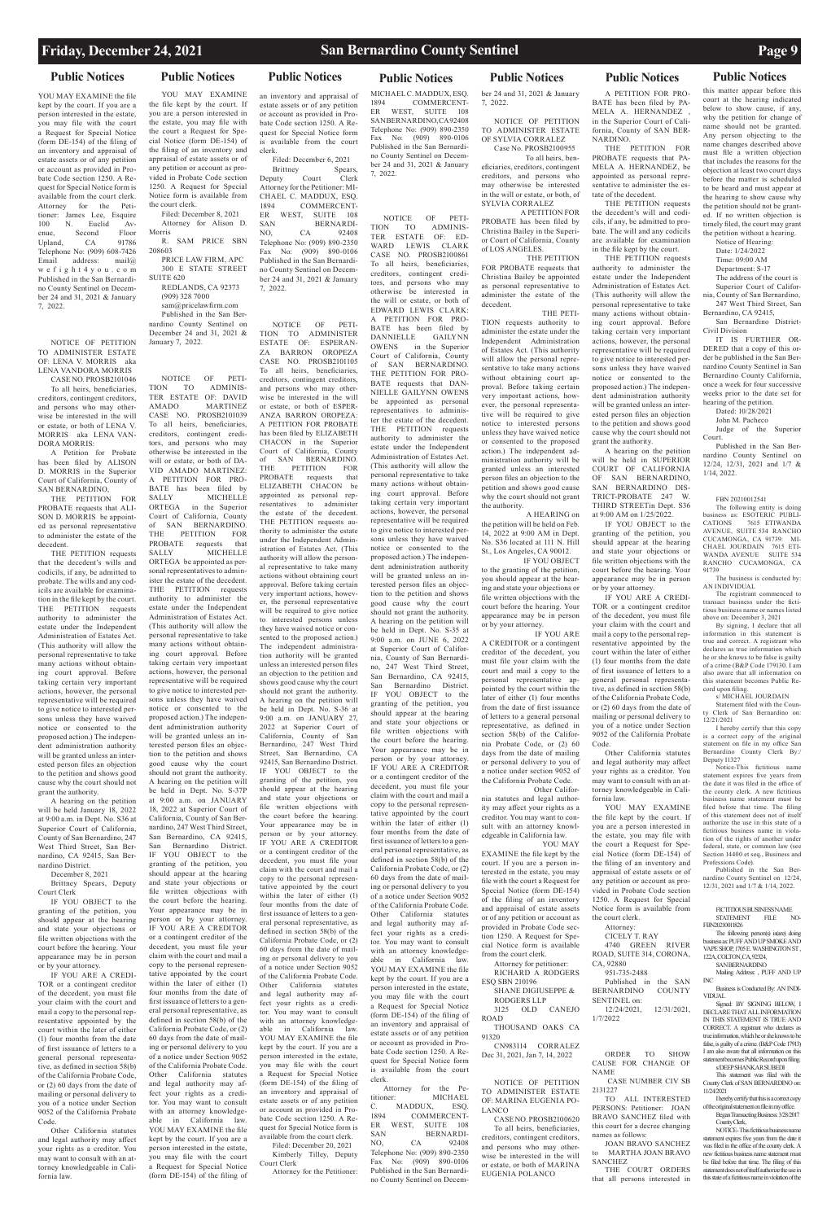## Public Notices

YOU MAY EXAMINE the file kept by the court. If you are a person interested in the estate, you may file with the court a Request for Special Notice (form DE-154) of the filing of an inventory and appraisal of estate assets or of any petition or account as provided in Probate Code section 1250. A Request for Special Notice form is available from the court clerk.

Attorney for the Petitioner: James Lee, Esquire 100 N. Euclid Avenue, Second Floor Upland, CA 91786 Telephone No: (909) 608-7426 Email address: mail@wefight4you.com

Published in the San Bernardino County Sentinel on December 24 and 31, 2021 & January 7, 2022.

NOTICE OF PETITION TO ADMINISTER ESTATE OF: LENA V. MORRIS aka LENA VANDORA MORRIS

CASE NO. PROSB2101046

To all heirs, beneficiaries, creditors, contingent creditors, and persons who may otherwise be interested in the will or estate, or both of LENA V. MORRIS aka LENA VANDORA MORRIS:

A Petition for Probate has been filed by ALISON D. MORRIS in the Superior Court of California, County of SAN BERNARDINO,

THE PETITION FOR PROBATE requests that ALISON D. MORRIS be appointed as personal representative to administer the estate of the decedent.

THE PETITION requests that the decedent's wills and codicils, if any, be admitted to probate. The wills and any codicils are available for examination in the file kept by the court.

THE PETITION requests authority to administer the estate under the Independent Administration of Estates Act. (This authority will allow the personal representative to take many actions without obtaining court approval. Before taking certain very important actions, however, the personal representative will be required to give notice to interested persons unless they have waived notice or consented to the proposed action.) The independent administration authority will be granted unless an interested person files an objection to the petition and shows good cause why the court should not grant the authority.

A hearing on the petition will be held January 18, 2022 at 9:00 a.m. in Dept. No. S36 at Superior Court of California, County of San Bernardino, 247 West Third Street, San Bernardino, CA 92415, San Bernardino District.

December 8, 2021

Brittney Spears, Deputy Court Clerk

IF YOU OBJECT to the granting of the petition, you should appear at the hearing and state your objections or file written objections with the court before the hearing. Your appearance may be in person or by your attorney.

IF YOU ARE A CREDITOR or a contingent creditor of the decedent, you must file your claim with the court and mail a copy to the personal representative appointed by the court within the later of either (1) four months from the date of first issuance of letters to a general personal representative, as defined in section 58(b) of the California Probate Code, or (2) 60 days from the date of mailing or personal delivery to you of a notice under section 9052 of the California Probate Code.

Other California statutes and legal authority may affect your rights as a creditor. You may want to consult with an attorney knowledgeable in California law.

YOU MAY EXAMINE the file kept by the court. If you are a person interested in the estate, you may file with the court a Request for Special Notice (form DE-154) of the filing of an inventory and appraisal of estate assets or of any petition or account as provided in Probate Code section 1250. A Request for Special Notice form is available from the court clerk.

Filed: December 8, 2021

Attorney for Alison D. Morris

R. SAM PRICE SBN 208603

PRICE LAW FIRM, APC

300 E STATE STREET SUITE 620

REDLANDS, CA 92373

(909) 328 7000

sam@pricelawfirm.com

Published in the San Bernardino County Sentinel on December 24 and 31, 2021 & January 7, 2022.

NOTICE OF PETITION TO ADMINISTER ESTATE OF: DAVID AMADO MARTINEZ CASE NO. PROSB2101039

To all heirs, beneficiaries, creditors, contingent creditors, and persons who may otherwise be interested in the will or estate, or both of DAVID AMADO MARTINEZ:

A PETITION FOR PROBATE has been filed by SALLY MICHELLE ORTEGA in the Superior Court of California, County of SAN BERNARDINO.

THE PETITION FOR PROBATE requests that SALLY MICHELLE ORTEGA be appointed as personal representatives to administer the estate of the decedent.

THE PETITION requests authority to administer the estate under the Independent Administration of Estates Act. (This authority will allow the personal representative to take many actions without obtaining court approval. Before taking certain very important actions, however, the personal representative will be required to give notice to interested persons unless they have waived notice or consented to the proposed action.) The independent administration authority will be granted unless an interested person files an objection to the petition and shows good cause why the court should not grant the authority.

A hearing on the petition will be held in Dept. No. S-37P at 9:00 a.m. on JANUARY 18, 2022 at Superior Court of California, County of San Bernardino, 247 West Third Street, San Bernardino, CA 92415, San Bernardino District.

IF YOU OBJECT to the granting of the petition, you should appear at the hearing and state your objections or file written objections with the court before the hearing. Your appearance may be in person or by your attorney.

IF YOU ARE A CREDITOR or a contingent creditor of the decedent, you must file your claim with the court and mail a copy to the personal representative appointed by the court within the later of either (1) four months from the date of first issuance of letters to a general personal representative, as defined in section 58(b) of the California Probate Code, or (2) 60 days from the date of mailing or personal delivery to you of a notice under Section 9052 of the California Probate Code.

Other California statutes and legal authority may affect your rights as a creditor. You may want to consult with an attorney knowledgeable in California law.

YOU MAY EXAMINE the file kept by the court. If you are a person interested in the estate, you may file with the court a Request for Special Notice (form DE-154) of the filing of an inventory and appraisal of estate assets or of any petition or account as provided in Probate Code section 1250. A Request for Special Notice form is available from the court clerk.

Filed: December 6, 2021

Brittney Spears, Deputy Court Clerk

Attorney for the Petitioner: MICHAEL C. MADDUX, ESQ. 1894 COMMERCENTER WEST, SUITE 108 SAN BERNARDINO, CA 92408

Telephone No: (909) 890-2350 Fax No: (909) 890-0106

Published in the San Bernardino County Sentinel on December 24 and 31, 2021 & January 7, 2022.

NOTICE OF PETITION TO ADMINISTER ESTATE OF: ESPERANZA BARRON OROPEZA CASE NO. PROSB2101105

To all heirs, beneficiaries, creditors, contingent creditors, and persons who may otherwise be interested in the will or estate, or both of ESPERANZA BARRON OROPEZA:

A PETITION FOR PROBATE has been filed by ELIZABETH CHACON in the Superior Court of California, County of SAN BERNARDINO.

THE PETITION FOR PROBATE requests that ELIZABETH CHACON be appointed as personal representatives to administer the estate of the decedent.

THE PETITION requests authority to administer the estate under the Independent Administration of Estates Act. (This authority will allow the personal representative to take many actions without obtaining court approval. Before taking certain very important actions, however, the personal representative will be required to give notice to interested persons unless they have waived notice or consented to the proposed action.) The independent administration authority will be granted unless an interested person files an objection to the petition and shows good cause why the court should not grant the authority.

A hearing on the petition will be held in Dept. No. S-36 at 9:00 a.m. on JANUARY 27, 2022 at Superior Court of California, County of San Bernardino, 247 West Third Street, San Bernardino, CA 92415, San Bernardino District.

IF YOU OBJECT to the granting of the petition, you should appear at the hearing and state your objections or file written objections with the court before the hearing. Your appearance may be in person or by your attorney.

IF YOU ARE A CREDITOR or a contingent creditor of the decedent, you must file your claim with the court and mail a copy to the personal representative appointed by the court within the later of either (1) four months from the date of first issuance of letters to a general personal representative, as defined in section 58(b) of the California Probate Code, or (2) 60 days from the date of mailing or personal delivery to you of a notice under Section 9052 of the California Probate Code.

Other California statutes and legal authority may affect your rights as a creditor. You may want to consult with an attorney knowledgeable in California law.

YOU MAY EXAMINE the file kept by the court. If you are a person interested in the estate, you may file with the court a Request for Special Notice (form DE-154) of the filing of an inventory and appraisal of estate assets or of any petition or account as provided in Probate Code section 1250. A Request for Special Notice form is available from the court clerk.

Filed: December 20, 2021

Kimberly Tilley, Deputy Court Clerk

Attorney for the Petitioner: MICHAEL C. MADDUX, ESQ. 1894 COMMERCENTER WEST, SUITE 108 SANBERNARDINO, CA 92408

Telephone No: (909) 890-2350 Fax No: (909) 890-0106

Published in the San Bernardino County Sentinel on December 24 and 31, 2021 & January 7, 2022.

NOTICE OF PETITION TO ADMINISTER ESTATE OF: EDWARD LEWIS CLARK CASE NO. PROSB2100861

To all heirs, beneficiaries, creditors, contingent creditors, and persons who may otherwise be interested in the will or estate, or both of EDWARD LEWIS CLARK:

A PETITION FOR PROBATE has been filed by DANNIELLE GAILYNN OWENS in the Superior Court of California, County of SAN BERNARDINO.

THE PETITION FOR PROBATE requests that DANNIELLE GAILYNN OWENS be appointed as personal representatives to administer the estate of the decedent.

THE PETITION requests authority to administer the estate under the Independent Administration of Estates Act. (This authority will allow the personal representative to take many actions without obtaining court approval. Before taking certain very important actions, however, the personal representative will be required to give notice to interested persons unless they have waived notice or consented to the proposed action.) The independent administration authority will be granted unless an interested person files an objection to the petition and shows good cause why the court should not grant the authority.

A hearing on the petition will be held in Dept. No. S-35 at 9:00 a.m. on JUNE 6, 2022 at Superior Court of California, County of San Bernardino, 247 West Third Street, San Bernardino, CA 92415, San Bernardino District.

IF YOU OBJECT to the granting of the petition, you should appear at the hearing and state your objections or file written objections with the court before the hearing. Your appearance may be in person or by your attorney.

IF YOU ARE A CREDITOR or a contingent creditor of the decedent, you must file your claim with the court and mail a copy to the personal representative appointed by the court within the later of either (1) four months from the date of first issuance of letters to a general personal representative, as defined in section 58(b) of the California Probate Code, or (2) 60 days from the date of mailing or personal delivery to you of a notice under Section 9052 of the California Probate Code.

Other California statutes and legal authority may affect your rights as a creditor. You may want to consult with an attorney knowledgeable in California law.

YOU MAY EXAMINE the file kept by the court. If you are a person interested in the estate, you may file with the court a Request for Special Notice (form DE-154) of the filing of an inventory and appraisal of estate assets or of any petition or account as provided in Probate Code section 1250. A Request for Special Notice form is available from the court clerk.

Attorney for the Petitioner: MICHAEL C. MADDUX, ESQ. 1894 COMMERCENTER WEST, SUITE 108 SAN BERNARDINO, CA 92408

Telephone No: (909) 890-2350 Fax No: (909) 890-0106

Published in the San Bernardino County Sentinel on December 24 and 31, 2021 & January 7, 2022.

NOTICE OF PETITION TO ADMINISTER ESTATE OF SYLVIA CORRALEZ

Case No. PROSB2100955

To all heirs, beneficiaries, creditors, contingent creditors, and persons who may otherwise be interested in the will or estate, or both, of SYLVIA CORRALEZ

A PETITION FOR PROBATE has been filed by Christina Bailey in the Superior Court of California, County of LOS ANGELES.

THE PETITION FOR PROBATE requests that Christina Bailey be appointed as personal representative to administer the estate of the decedent.

THE PETITION requests authority to administer the estate under the Independent Administration of Estates Act. (This authority will allow the personal representative to take many actions without obtaining court approval. Before taking certain very important actions, however, the personal representative will be required to give notice to interested persons unless they have waived notice or consented to the proposed action.) The independent administration authority will be granted unless an interested person files an objection to the petition and shows good cause why the court should not grant the authority.

A HEARING on the petition will be held on Feb. 14, 2022 at 9:00 AM in Dept. No. S36 located at 111 N. Hill St., Los Angeles, CA 90012.

IF YOU OBJECT to the granting of the petition, you should appear at the hearing and state your objections or file written objections with the court before the hearing. Your appearance may be in person or by your attorney.

IF YOU ARE A CREDITOR or a contingent creditor of the decedent, you must file your claim with the court and mail a copy to the personal representative appointed by the court within the later of either (1) four months from the date of first issuance of letters to a general personal representative, as defined in section 58(b) of the California Probate Code, or (2) 60 days from the date of mailing or personal delivery to you of a notice under section 9052 of the California Probate Code.

Other California statutes and legal authority may affect your rights as a creditor. You may want to consult with an attorney knowledgeable in California law.

YOU MAY EXAMINE the file kept by the court. If you are a person interested in the estate, you may file with the court a Request for Special Notice (form DE-154) of the filing of an inventory and appraisal of estate assets or of any petition or account as provided in Probate Code section 1250. A Request for Special Notice form is available from the court clerk.

Attorney for petitioner:

RICHARD A RODGERS ESQ SBN 210196

SHANE DRUISEPPE & RODGERS LLP

3125 OLD CANEJO ROAD

THOUSAND OAKS CA 91320

CN983114 CORRALEZ Dec 31, 2021, Jan 7, 14, 2022

NOTICE OF PETITION TO ADMINISTER ESTATE OF: MARINA EUGENIA POLANCO

CASE NO. PROSB2100620

To all heirs, beneficiaries, creditors, contingent creditors, and persons who may otherwise be interested in the will or estate, or both of MARINA EUGENIA POLANCO

A PETITION FOR PROBATE has been filed by PAMELA A. HERNANDEZ, in the Superior Court of California, County of SAN BERNARDINO.

THE PETITION FOR PROBATE requests that PAMELA A. HERNANDEZ, be appointed as personal representative to administer the estate of the decedent.

THE PETITION requests the decedent's will and codicils, if any, be admitted to probate. The will and any codicils are available for examination in the file kept by the court.

THE PETITION requests authority to administer the estate under the Independent Administration of Estates Act. (This authority will allow the personal representative to take many actions without obtaining court approval. Before taking certain very important actions, however, the personal representative will be required to give notice to interested persons unless they have waived notice or consented to the proposed action.) The independent administration authority will be granted unless an interested person files an objection to the petition and shows good cause why the court should not grant the authority.

A hearing on the petition will be held in SUPERIOR COURT OF CALIFORNIA OF SAN BERNARDINO, SAN BERNARDINO DISTRICT-PROBATE 247 W. THIRD STREETin Dept. S36 at 9:00 AM on 1/25/2022.

IF YOU OBJECT to the granting of the petition, you should appear at the hearing and state your objections or file written objections with the court before the hearing. Your appearance may be in person or by your attorney.

IF YOU ARE A CREDITOR or a contingent creditor of the decedent, you must file your claim with the court and mail a copy to the personal representative appointed by the court within the later of either (1) four months from the date of first issuance of letters to a general personal representative, as defined in section 58(b) of the California Probate Code, or (2) 60 days from the date of mailing or personal delivery to you of a notice under Section 9052 of the California Probate Code.

Other California statutes and legal authority may affect your rights as a creditor. You may want to consult with an attorney knowledgeable in California law.

YOU MAY EXAMINE the file kept by the court. If you are a person interested in the estate, you may file with the court a Request for Special Notice (form DE-154) of the filing of an inventory and appraisal of estate assets or of any petition or account as provided in Probate Code section 1250. A Request for Special Notice form is available from the court clerk.

Attorney:

CICELY T. RAY

4740 GREEN RIVER ROAD, SUITE 314, CORONA, CA, 92880

951-735-2488

Published in the SAN BERNARDINO COUNTY SENTINEL on:

12/24/2021, 12/31/2021, 1/7/2022

ORDER TO SHOW CAUSE FOR CHANGE OF NAME

CASE NUMBER CIV SB 2131227

TO ALL INTERESTED PERSONS: Petitioner: JOAN BRAVO SANCHEZ filed with this court for a decree changing names as follows:

JOAN BRAVO SANCHEZ to MARTHA JOAN BRAVO SANCHEZ

THE COURT ORDERS that all persons interested in this matter appear before this court at the hearing indicated below to show cause, if any, why the petition for change of name should not be granted. Any person objecting to the name changes described above must file a written objection that includes the reasons for the objection at least two court days before the matter is scheduled to be heard and must appear at the hearing to show cause why the petition should not be granted. If no written objection is timely filed, the court may grant the petition without a hearing.

Notice of Hearing:

Date: 1/24/2022

Time: 09:00 AM

Department: S-17

The address of the court is Superior Court of California, County of San Bernardino, 247 West Third Street, San Bernardino, CA 92415, San Bernardino District-Civil Division

IT IS FURTHER ORDERED that a copy of this order be published in the San Bernardino County Sentinel in San Bernardino County California, once a week for four successive weeks prior to the date set for hearing of the petition.

Dated: 10/28/2021

John M. Pacheco

Judge of the Superior Court.

Published in the San Bernardino County Sentinel on 12/24, 12/31, 2021 and 1/7 & 1/14, 2022.

FBN 20210012541

The following entity is doing business as: ESOTERIC PUBLICATIONS 7615 ETIWANDA AVENUE, SUITE 534 RANCHO CUCAMONGA, CA 91739: MICHAEL JOURDAIN 7615 ETIWANDA AVENUE SUITE 534 RANCHO CUCAMONGA, CA 91739

The business is conducted by: AN INDIVIDUAL

The registrant commenced to transact business under the fictitious business name or names listed above on: December 3, 2021

By signing, I declare that all information in this statement is true and correct. A registrant who declares as true information which he or she knows to be false is guilty of a crime (B&P Code 179130. I am also aware that all information on this statement becomes Public Record upon filing.

s/ MICHAEL JOURDAIN

Statement filed with the County Clerk of San Bernardino on: 12/21/2021

I hereby certify that this copy is a correct copy of the original statement on file in my office San Bernardino County Clerk By:/ Deputy I1327

Notice-This fictitious name statement expires five years from the date it was filed in the office of the county clerk. A new fictitious business name statement must be filed before that time. The filing of this statement does not of itself authorize the use in this state of a fictitious business name in violation of the rights of another under federal, state, or common law (see Section 14400 et seq., Business and Professions Code).

Published in the San Bernardino County Sentinel on 12/24, 12/31, 2021 and 1/7 & 1/14, 2022.

FICTITIOUS BUSINESS NAME STATEMENT FILE NO-FBN20210011826

The following person(s) is(are) doing business as: PUFF AND UP SMOKE AND VAPE SHOP, 1705 E. WASHINGTON ST, 122A, COLTON, CA, 92324, SAN BERNARDINO

Mailing Address: , PUFF AND UP INC

Business is Conducted By: AN INDIVIDUAL

Signed: BY SIGNING BELOW, I DECLARE THAT ALL INFORMATION IN THIS STATEMENT IS TRUE AND CORRECT. A registrant who declares as true information, which he or she knows to be false, is guilty of a crime. (B&P Code 17913) I am also aware that all information on this statement becomes Public Record upon filing.

s/DEEP SHANKAR SUBEDI

This statement was filed with the County Clerk of SAN BERNARDINO on: 11/24/2021

I hereby certify that this is a correct copy of the original statement on file in my office.

Began Transacting Business: 3/28/2017

County Clerk,

NOTICE- This fictitious business name statement expires five years from the date it was filed in the office of the county clerk. A new fictitious business name statement must be filed before that time. The filing of this statement does not of itself authorize the use in this state of a fictitious name in violation of the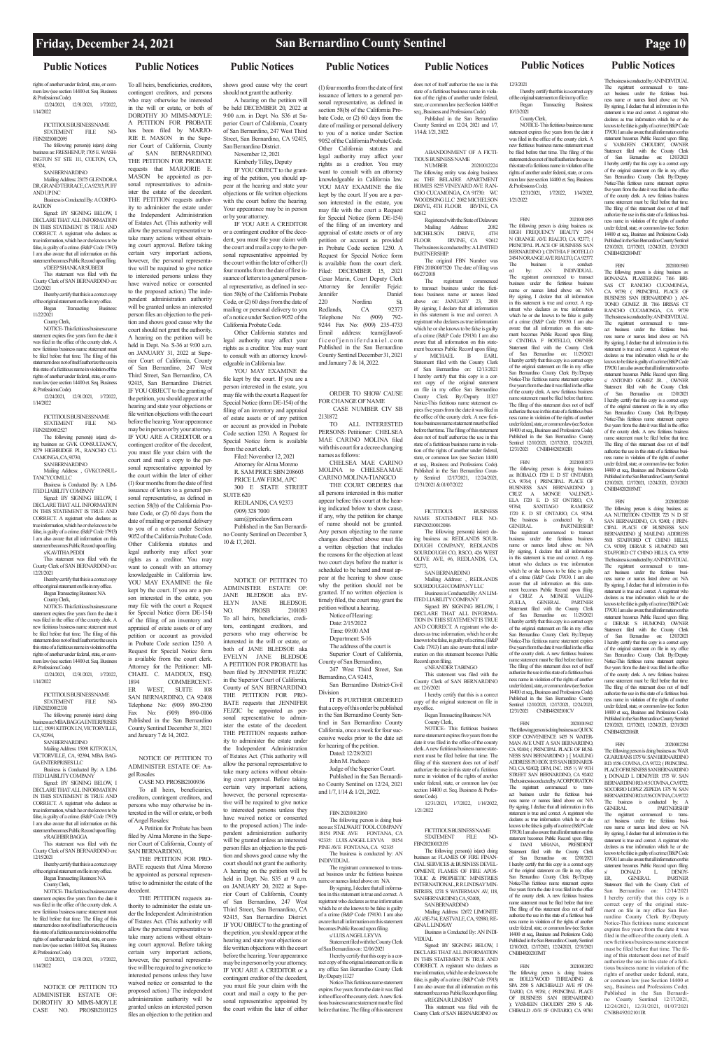rights of another under federal, state, or common law (see section 14400 et. Seq. Business & Professions Code).

12/24/2021, 12/31/2021, 1/7/2022, 1/14/2022

FICTITIOUS BUSINESS NAME STATEMENT FILE NO-FBN20210012095

The following person(s) is(are) doing business as: FRESHENUP, 1705 E. WASHINGTON ST STE 111, COLTON, CA, 92324, SAN BERNARDINO

Mailing Address: 23175 GLENDORA DR, GRAND TERRACE, CA 92313, PUFF AND UP INC

Business is Conducted By: A CORPORATION

Signed: BY SIGNING BELOW, I DECLARE THAT ALL INFORMATION IN THIS STATEMENT IS TRUE AND CORRECT. A registrant who declares as true information, which he or she knows to be false, is guilty of a crime. (B&P Code 17913) I am also aware that all information on this statement becomes Public Record upon filing.

s/DEEP SHANKAR SUBEDI

This statement was filed with the County Clerk of SAN BERNARDINO on: 12/6/2021

I hereby certify that this is a correct copy of the original statement on file in my office.

Began Transacting Business: 11/22/2021

County Clerk,

NOTICE- This fictitious business name statement expires five years from the date it was filed in the office of the county clerk. A new fictitious business name statement must be filed before that time. The filing of this statement does not of itself authorize the use in this state of a fictitious name in violation of the rights of another under federal, state, or common law (see section 14400 et. Seq. Business & Professions Code).

12/24/2021, 12/31/2021, 1/7/2022, 1/14/2022

FICTITIOUS BUSINESS NAME STATEMENT FILE NO-FBN20210012527

The following person(s) is(are) doing business as: GVK CONSULTANCY, 8279 HIGHRIDGE PL, RANCHO CUCAMONGA, CA, 91730, SAN BERNARDINO

Mailing Address: , GVKCONSULTANCY.COM LLC

Business is Conducted By: A LIMITED LIABILITY COMPANY

Signed: BY SIGNING BELOW, I DECLARE THAT ALL INFORMATION IN THIS STATEMENT IS TRUE AND CORRECT. A registrant who declares as true information, which he or she knows to be false, is guilty of a crime. (B&P Code 17913) I am also aware that all information on this statement becomes Public Record upon filing.

s/KAVITHA PEDDI

This statement was filed with the County Clerk of SAN BERNARDINO on: 12/21/2021

I hereby certify that this is a correct copy of the original statement on file in my office.

Began Transacting Business: N/A

County Clerk,

NOTICE- This fictitious business name statement expires five years from the date it was filed in the office of the county clerk. A new fictitious business name statement must be filed before that time. The filing of this statement does not of itself authorize the use in this state of a fictitious name in violation of the rights of another under federal, state, or common law (see section 14400 et. Seq. Business & Professions Code).

12/24/2021, 12/31/2021, 1/7/2022, 1/14/2022

FICTITIOUS BUSINESS NAME STATEMENT FILE NO-FBN20210012330

The following person(s) is(are) doing business as: MBA BAGGA ENTERPRISES LLC, 15091 KITFOX LN, VICTORVILLE, CA, 92394, SAN BERNARDINO

Mailing Address: 15091 KITFOX LN, VICTORVILLE, CA, 92394, MBA BAGGA ENTERPRISES LLC

Business is Conducted By: A LIMITED LIABILITY COMPANY

Signed: BY SIGNING BELOW, I DECLARE THAT ALL INFORMATION IN THIS STATEMENT IS TRUE AND CORRECT. A registrant who declares as true information, which he or she knows to be false, is guilty of a crime. (B&P Code 17913) I am also aware that all information on this statement becomes Public Record upon filing.

s/RAGHBIR BAGGA

This statement was filed with the County Clerk of SAN BERNARDINO on: 12/15/2021

I hereby certify that this is a correct copy of the original statement on file in my office.

Began Transacting Business: N/A

County Clerk,

NOTICE- This fictitious business name statement expires five years from the date it was filed in the office of the county clerk. A new fictitious business name statement must be filed before that time. The filing of this statement does not of itself authorize the use in this state of a fictitious name in violation of the rights of another under federal, state, or common law (see section 14400 et. Seq. Business & Professions Code).

12/24/2021, 12/31/2021, 1/7/2022, 1/14/2022

NOTICE OF PETITION TO ADMINISTER ESTATE OF: DOROTHY JO MIMS-MOYLE CASE NO. PROSB2101125

To all heirs, beneficiaries, creditors, contingent creditors, and persons who may otherwise be interested in the will or estate, or both of DOROTHY JO MIMS-MOYLE: A PETITION FOR PROBATE has been filed by MARJORIE E. MASON in the Superior Court of California, County of SAN BERNARDINO. THE PETITION FOR PROBATE requests that MARJORIE E. MASON be appointed as personal representatives to administer the estate of the decedent. THE PETITION requests authority to administer the estate under the Independent Administration of Estates Act. (This authority will allow the personal representative to take many actions without obtaining court approval. Before taking certain very important actions, however, the personal representative will be required to give notice to interested persons unless they have waived notice or consented to the proposed action.) The independent administration authority will be granted unless an interested person files an objection to the petition and shows good cause why the court should not grant the authority. A hearing on the petition will be held in Dept. No. S-36 at 9:00 a.m. on JANUARY 31, 2022 at Superior Court of California, County of San Bernardino, 247 West Third Street, San Bernardino, CA 92415, San Bernardino District. IF YOU OBJECT to the granting of the petition, you should appear at the hearing and state your objections or file written objections with the court before the hearing. Your appearance may be in person or by your attorney. IF YOU ARE A CREDITOR or a contingent creditor of the decedent, you must file your claim with the court and mail a copy to the personal representative appointed by the court within the later of either (1) four months from the date of first issuance of letters to a general personal representative, as defined in section 58(b) of the California Probate Code, or (2) 60 days from the date of mailing or personal delivery to you of a notice under section 9052 of the California Probate Code. Other California statutes and legal authority may affect your rights as a creditor. You may want to consult with an attorney knowledgeable in California law. YOU MAY EXAMINE the file kept by the court. If you are a person interested in the estate, you may file with the court a Request for Special Notice (form DE-154) of the filing of an inventory and appraisal of estate assets or of any petition or account as provided in Probate Code section 1250. A Request for Special Notice form is available from the court clerk. Attorney for the Petitioner: MICHAEL C. MADDUX, ESQ. 1894 COMMERCENTER WEST, SUITE 108 SAN BERNARDINO, CA 92408 Telephone No: (909) 890-2350 Fax No: (909) 890-0106 Published in the San Bernardino County Sentinel December 31, 2021 and January 7 & 14, 2022.

NOTICE OF PETITION TO ADMINISTER ESTATE OF: Angel Rosales

CASE NO. PROSB2100936

To all heirs, beneficiaries, creditors, contingent creditors, and persons who may otherwise be interested in the will or estate, or both of Angel Rosales:

A Petition for Probate has been filed by Alma Moreno in the Superior Court of California, County of SAN BERNARDINO,

THE PETITION FOR PROBATE requests that Alma Moreno be appointed as personal representative to administer the estate of the decedent.

THE PETITION requests authority to administer the estate under the Independent Administration of Estates Act. (This authority will allow the personal representative to take many actions without obtaining court approval. Before taking certain very important actions, however, the personal representative will be required to give notice to interested persons unless they have waived notice or consented to the proposed action.) The independent administration authority will be granted unless an interested person files an objection to the petition and shows good cause why the court should not grant the authority.

A hearing on the petition will be held DECEMBER 20, 2022 at 9:00 a.m. in Dept. No. S36 at Superior Court of California, County of San Bernardino, 247 West Third Street, San Bernardino, CA 92415, San Bernardino District.

November 12, 2021

Kimberly Tilley, Deputy

IF YOU OBJECT to the granting of the petition, you should appear at the hearing and state your objections or file written objections with the court before the hearing. Your appearance may be in person or by your attorney.

IF YOU ARE A CREDITOR or a contingent creditor of the decedent, you must file your claim with the court and mail a copy to the personal representative appointed by the court within the later of either (1) four months from the date of first issuance of letters to a general personal representative, as defined in section 58(b) of the California Probate Code, or (2) 60 days from the date of mailing or personal delivery to you of a notice under Section 9052 of the California Probate Code.

Other California statutes and legal authority may affect your rights as a creditor. You may want to consult with an attorney knowledgeable in California law.

YOU MAY EXAMINE the file kept by the court. If you are a person interested in the estate, you may file with the court a Request for Special Notice (form DE-154) of the filing of an inventory and appraisal of estate assets or of any petition or account as provided in Probate Code section 1250. A Request for Special Notice form is available from the court clerk.

Filed: November 12, 2021

Attorney for Alma Moreno

R. SAM PRICE SBN 208603

PRICE LAW FIRM, APC

300 E STATE STREET SUITE 620

REDLANDS, CA 92373

(909) 328 7000

sam@pricelawfirm.com

Published in the San Bernardino County Sentinel on December 3, 10 & 17, 2021.

NOTICE OF PETITION TO ADMINISTER ESTATE OF: JANE BLEDSOE aka EVELYN JANE BLEDSOE. NO. PROSB 2101083

To all heirs, beneficiaries, creditors, contingent creditors, and persons who may otherwise be interested in the will or estate, or both of JANE BLEDSOE aka EVELYN JANE BLEDSOE

A PETITION FOR PROBATE has been filed by JENNIFER FEJZIC in the Superior Court of California, County of SAN BERNARDINO. THE PETITION FOR PROBATE requests that JENNIFER FEJZIC be appointed as personal representative to administer the estate of the decedent. THE PETITION requests authority to administer the estate under the Independent Administration of Estates Act. (This authority will allow the personal representative to take many actions without obtaining court approval. Before taking certain very important actions, however, the personal representative will be required to give notice to interested persons unless they have waived notice or consented to the proposed action.) The independent administration authority will be granted unless an interested person files an objection to the petition and shows good cause why the court should not grant the authority. A hearing on the petition will be held in Dept. No. S35 at 9 a.m. on JANUARY 20, 2022 at Superior Court of California, County of San Bernardino, 247 West Third Street, San Bernardino, CA 92415, San Bernardino District. IF YOU OBJECT to the granting of the petition, you should appear at the hearing and state your objections or file written objections with the court before the hearing. Your appearance may be in person or by your attorney. IF YOU ARE A CREDITOR or a contingent creditor of the decedent, you must file your claim with the court and mail a copy to the personal representative appointed by the court within the later of either (1) four months from the date of first issuance of letters to a general personal representative, as defined in section 58(b) of the California Probate Code, or (2) 60 days from the date of mailing or personal delivery to you of a notice under section 9052 of the California Probate Code. Other California statutes and legal authority may affect your rights as a creditor. You may want to consult with an attorney knowledgeable in California law. YOU MAY EXAMINE the file kept by the court. If you are a person interested in the estate, you may file with the court a Request for Special Notice (form DE-154) of the filing of an inventory and appraisal of estate assets or of any petition or account as provided in Probate Code section 1250. A Request for Special Notice form is available from the court clerk. Filed: DECEMBER 15, 2021 Cesar Marin, Court Deputy Clerk Attorney for Jennifer Fejzic: Jennifer Daniel 220 Nordina St. Redlands, CA 92373 Telephone No: (909) 792-9244 Fax No: (909) 235-4733 Email address: team@lawofficeofjenniferdaniel.com Published in the San Bernardino County Sentinel December 31, 2021 and January 7 & 14, 2022.

ORDER TO SHOW CAUSE FOR CHANGE OF NAME

CASE NUMBER CIV SB 2131872

TO ALL INTERESTED PERSONS: Petitioner: CHELSEA MAE CARINO MOLINA filed with this court for a decree changing names as follows:

CHELSEA MAE CARINO MOLINA to CHELSEA MAE CARINO MOLINA-TIANGCO

THE COURT ORDERS that all persons interested in this matter appear before this court at the hearing indicated below to show cause, if any, why the petition for change of name should not be granted. Any person objecting to the name changes described above must file a written objection that includes the reasons for the objection at least two court days before the matter is scheduled to be heard and must appear at the hearing to show cause why the petition should not be granted. If no written objection is timely filed, the court may grant the petition without a hearing.

Notice of Hearing:

Date: 2/15/2022

Time: 09:00 AM

Department: S-16

The address of the court is Superior Court of California, County of San Bernardino, 247 West Third Street, San Bernardino, CA 92415, San Bernardino District-Civil Division

IT IS FURTHER ORDERED that a copy of this order be published in the San Bernardino County Sentinel in San Bernardino County California, once a week for four successive weeks prior to the date set for hearing of the petition.

Dated: 12/28/2021

John M. Pacheco

Judge of the Superior Court.

Published in the San Bernardino County Sentinel on 12/24, 2021 and 1/7, 1/14 & 1/21, 2022.

FBN 20210012060

The following person is doing business as: STALWART TOOL COMPANY 18154 PINE AVE FONTANA, CA 92335: LUIS ANGEL LEYVA 18154 PINE AVE FONTANA, CA 92335

The business is conducted by: AN INDIVIDUAL.

The registrant commenced to transact business under the fictitious business name or names listed above on: N/A

By signing, I declare that all information in this statement is true and correct. A registrant who declares as true information which he or she knows to be false is guilty of a crime (B&P Code 179130. I am also aware that all information on this statement becomes Public Record upon filing.

s/ LUIS ANGEL LEYVA

Statement filed with the County Clerk of San Bernardino on: 12/06/2021

I hereby certify that this copy is a correct copy of the original statement on file in my office San Bernardino County Clerk By:/Deputy I1327

Notice-This fictitious name statement expires five years from the date it was filed in the office of the county clerk. A new fictitious business name statement must be filed before that time. The filing of this statement does not of itself authorize the use in this state of a fictitious business name in violation of the rights of another under federal, state, or common law (see Section 14400 et seq., Business and Professions Code).

Published in the San Bernardino County Sentinel on 12/24, 2021 and 1/7, 1/14 & 1/21, 2022.

ABANDONMENT OF A FICTITIOUS BUSINESS NAME

NUMBER: 20210012224

The following entity was doing business as: THE BELAIRE APARTMENT HOMES 8255 VINEYARD AVE RANCHO CUCAMONGA, CA 91730: WC WOODSONG LLC 2082 MICHELSON DRIVE, 4TH FLOOR IRVINE, CA 92612

Registered with the State of Delaware

Mailing Address: 2082 MICHELSON DRIVE, 4TH FLOOR IRVINE, CA 92612

The business is conducted by: A LIMITED PARTNERSHIP.

The original FBN Number was FBN 20180007520 The date of filing was 06/27/2018

The registrant commenced to transact business under the fictitious business name or names listed above on: JANUARY 23, 2018

By signing, I declare that all information in this statement is true and correct. A registrant who declares as true information which he or she knows to be false is guilty of a crime (B&P Code 179130. I am also aware that all information on this statement becomes Public Record upon filing.

s/ MICHAEL B. EARL

Statement filed with the County Clerk of San Bernardino on: 12/13/2021

I hereby certify that this copy is a correct copy of the original statement on file in my office San Bernardino County Clerk By:/Deputy I1327

Notice-This fictitious name statement expires five years from the date it was filed in the office of the county clerk. A new fictitious business name statement must be filed before that time. The filing of this statement does not of itself authorize the use in this state of a fictitious business name in violation of the rights of another under federal, state, or common law (see Section 14400 et seq., Business and Professions Code).

Published in the San Bernardino County Sentinel 12/17/2021, 12/24/2021, 12/31/2021 & 01/07/2022

FICTITIOUS BUSINESS NAME STATEMENT FILE NO-FBN20210012086

The following person(s) is(are) doing business as: REDLANDS SOURDOUGH COMPANY, REDLANDS SOURDOUGH CO, RSCO, 426 WEST OLIVE AVE, #6, REDLANDS, CA, 92373, SAN BERNARDINO

Mailing Address: , REDLANDS SOURDOUGH COMPANY LLC

Business is Conducted By: AN LIMITED LIABILITY COMPANY

Signed: BY SIGNING BELOW, I DECLARE THAT ALL INFORMATION IN THIS STATEMENT IS TRUE AND CORRECT. A registrant who declares as true information, which he or she knows to be false, is guilty of a crime. (B&P Code 17913) I am also aware that all information on this statement becomes Public Record upon filing.

s/NEANDER TABINGO

This statement was filed with the County Clerk of SAN BERNARDINO on: 12/6/2021

I hereby certify that this is a correct copy of the original statement on file in my office.

Began Transacting Business: N/A

County Clerk,

NOTICE- This fictitious business name statement expires five years from the date it was filed in the office of the county clerk. A new fictitious business name statement must be filed before that time. The filing of this statement does not of itself authorize the use in this state of a fictitious name in violation of the rights of another under federal, state, or common law (see section 14400 et. Seq. Business & Professions Code).

12/31/2021, 1/7/2022, 1/14/2022, 1/21/2022

FICTITIOUS BUSINESS NAME STATEMENT FILE NO-FBN20210012035

The following person(s) is(are) doing business as: FLAMES OF FIRE FINANCIAL SERVICES & BUSINESS DEVELOPMENT, FLAMES OF FIRE APOSTOLIC & PROPHETIC MINISTRIES INTERNATIONAL, R.R. LINDSAY MINISTRIES, 1276 S WATERMAN AV, 118, SAN BERNARDINO, CA, 92408, SAN BERNARDINO

Mailing Address: 12672 LIMONITE AV, #3E-714, EASTVALE, CA, 92880, REGINA L LINDSAY

Business is Conducted By: AN INDIVIDUAL

Signed: BY SIGNING BELOW, I DECLARE THAT ALL INFORMATION IN THIS STATEMENT IS TRUE AND CORRECT. A registrant who declares as true information, which he or she knows to be false, is guilty of a crime. (B&P Code 17913) I am also aware that all information on this statement becomes Public Record upon filing.

s/REGINA R LINDSAY

This statement was filed with the County Clerk of SAN BERNARDINO on: 12/3/2021

I hereby certify that this is a correct copy of the original statement on file in my office.

Began Transacting Business: 10/13/2021

County Clerk,

NOTICE- This fictitious business name statement expires five years from the date it was filed in the office of the county clerk. A new fictitious business name statement must be filed before that time. The filing of this statement does not of itself authorize the use in this state of a fictitious name in violation of the rights of another under federal, state, or common law (see section 14400 et. Seq. Business & Professions Code).

12/31/2021, 1/7/2022, 1/14/2022, 1/21/2022

FBN 20210011895

The following person is doing business as: HIGH FREQUENCY BEAUTY 2454 N ORANGE AVE RIALTO, CA 92377; ( PRINCIPAL PLACE OF BUSINESS SAN BERNARDINO ); CINTHIA F BOTELLO 2454 N ORANGE AVE RIALTO, CA 92377.

The business is conducted by: AN INDIVIDUAL.

The registrant commenced to transact business under the fictitious business name or names listed above on: N/A

By signing, I declare that all information in this statement is true and correct. A registrant who declares as true information which he or she knows to be false is guilty of a crime (B&P Code 179130. I am also aware that all information on this statement becomes Public Record upon filing.

s/ CINTHIA F BOTELLO, OWNER

Statement filed with the County Clerk of San Bernardino on: 11/29/2021

I hereby certify that this copy is a correct copy of the original statement on file in my office San Bernardino County Clerk By:/Deputy

Notice-This fictitious name statement expires five years from the date it was filed in the office of the county clerk. A new fictitious business name statement must be filed before that time. The filing of this statement does not of itself authorize the use in this state of a fictitious business name in violation of the rights of another under federal, state, or common law (see Section 14400 et seq., Business and Professions Code).

Published in the San Bernardino County Sentinel 12/10/2021, 12/17/2021, 12/24/2021, 12/31/2021 CNBB48202101IR

FBN 20210011873

The following person is doing business as: ROBALO. 1720 E. D ST ONTARIO, CA 91764; ( PRINCIPAL PLACE OF BUSINESS SAN BERNARDINO ); CRUZ A MONGE VALENZUELA 1720 E. D ST ONTRIO, CA 91764; SANTIAGO RAMIREZ 1720 E. D ST ONTARIO, CA 91764.

The business is conducted by: A GENERAL PARTNERSHIP.

The registrant commenced to transact business under the fictitious business name or names listed above on: N/A

By signing, I declare that all information in this statement is true and correct. A registrant who declares as true information which he or she knows to be false is guilty of a crime (B&P Code 179130. I am also aware that all information on this statement becomes Public Record upon filing.

s/ CRUZ A MONGE VALENZUELA, GENERAL PARTNER

Statement filed with the County Clerk of San Bernardino on: 11/29/2021

I hereby certify that this copy is a correct copy of the original statement on file in my office San Bernardino County Clerk By:/Deputy

Notice-This fictitious name statement expires five years from the date it was filed in the office of the county clerk. A new fictitious business name statement must be filed before that time. The filing of this statement does not of itself authorize the use in this state of a fictitious business name in violation of the rights of another under federal, state, or common law (see Section 14400 et seq., Business and Professions Code).

Published in the San Bernardino County Sentinel 12/10/2021, 12/17/2021, 12/24/2021, 12/31/2021 CNBB48202101CV

FBN 20210011942

The following person is doing business as: QUICK STOP CONVENIENCE 1435 W. WATERMAN AVE UNIT A SAN BERNARDINO, CA 92404; ( PRINCIPAL PLACE OF BUSINESS SAN BERNARDINO ); [ MAILING ADDRESS PO BOX 1553 SAN BERNARDINO, CA 92402]; DFM, INC. 1505 ½ W. 9TH STREET SAN BERNARDINO, CA 92402

The business is conducted by: A CORPORATION.

The registrant commenced to transact business under the fictitious business name or names listed above on: N/A

By signing, I declare that all information in this statement is true and correct. A registrant who declares as true information which he or she knows to be false is guilty of a crime (B&P Code 179130. I am also aware that all information on this statement becomes Public Record upon filing.

s/ DANI MHANA, PRESIDENT

Statement filed with the County Clerk of San Bernardino on: 12/01/2021

I hereby certify that this copy is a correct copy of the original statement on file in my office San Bernardino County Clerk By:/Deputy

Notice-This fictitious name statement expires five years from the date it was filed in the office of the county clerk. A new fictitious business name statement must be filed before that time. The filing of this statement does not of itself authorize the use in this state of a fictitious business name in violation of the rights of another under federal, state, or common law (see Section 14400 et seq., Business and Professions Code).

Published in the San Bernardino County Sentinel 12/10/2021, 12/17/2021, 12/24/2021, 12/31/2021 CNBB48202101MT

FBN 20210012052

The following person is doing business as: BOLLYWOOD THREADING & SPA 2550 S ARCHIBALD AVE #F ONTARIO, CA 91761; ( PRINCIPAL PLACE OF BUSINESS SAN BERNARDINO ); YASMEEN CHOUDRY 2550 S ARCHIBALD AVE #F ONTARIO, CA 91761

The business is conducted by: AN INDIVIDUAL.

The registrant commenced to transact business under the fictitious business name or names listed above on: N/A

By signing, I declare that all information in this statement is true and correct. A registrant who declares as true information which he or she knows to be false is guilty of a crime (B&P Code 179130. I am also aware that all information on this statement becomes Public Record upon filing.

s/ YASMEEN CHOUDRY, OWNER

Statement filed with the County Clerk of San Bernardino on: 12/03/2021

I hereby certify that this copy is a correct copy of the original statement on file in my office San Bernardino County Clerk By:/Deputy

Notice-This fictitious name statement expires five years from the date it was filed in the office of the county clerk. A new fictitious business name statement must be filed before that time. The filing of this statement does not of itself authorize the use in this state of a fictitious business name in violation of the rights of another under federal, state, or common law (see Section 14400 et seq., Business and Professions Code).

Published in the San Bernardino County Sentinel 12/10/2021, 12/17/2021, 12/24/2021, 12/31/2021 CNBB48202101MT

FBN 20210011960

The following person is doing business as: BONANZA PLASTERING 7166 BRISAS CT RANCHO CUCAMONGA, CA 91739; ( PRINCIPAL PLACE OF BUSINESS SAN BERNARDINO ); ANTONIO GOMEZ JR 7166 BRISAS CT RANCHO CUCAMONGA, CA 91739

The business is conducted by: AN INDIVIDUAL.

The registrant commenced to transact business under the fictitious business name or names listed above on: N/A

By signing, I declare that all information in this statement is true and correct. A registrant who declares as true information which he or she knows to be false is guilty of a crime (B&P Code 179130. I am also aware that all information on this statement becomes Public Record upon filing.

s/ ANTONIO GOMEZ JR., OWNER

Statement filed with the County Clerk of San Bernardino on: 12/01/2021

I hereby certify that this copy is a correct copy of the original statement on file in my office San Bernardino County Clerk By:/Deputy

Notice-This fictitious name statement expires five years from the date it was filed in the office of the county clerk. A new fictitious business name statement must be filed before that time. The filing of this statement does not of itself authorize the use in this state of a fictitious business name in violation of the rights of another under federal, state, or common law (see Section 14400 et seq., Business and Professions Code).

Published in the San Bernardino County Sentinel 12/10/2021, 12/17/2021, 12/24/2021, 12/31/2021 CNBB48202101MT

FBN 20210012049

The following person is doing business as: AA NUTRITION CENTER 723 N D ST SAN BERNARDINO, CA 92401; ( PRINCIPAL PLACE OF BUSINESS SAN BERNARDINO )( MAILING ADDRESS 5601 STAFFORD CT CHINO HILLS, CA 91709]; DERAR S HUMOND 5601 STAFFORD CT CHINO HILLS, CA 91709

The business is conducted by: AN INDIVIDUAL.

The registrant commenced to transact business under the fictitious business name or names listed above on: N/A

By signing, I declare that all information in this statement is true and correct. A registrant who declares as true information which he or she knows to be false is guilty of a crime (B&P Code 179130. I am also aware that all information on this statement becomes Public Record upon filing.

s/ DERAR S HUMOND, OWNER

Statement filed with the County Clerk of San Bernardino on: 12/03/2021

I hereby certify that this copy is a correct copy of the original statement on file in my office San Bernardino County Clerk By:/Deputy

Notice-This fictitious name statement expires five years from the date it was filed in the office of the county clerk. A new fictitious business name statement must be filed before that time. The filing of this statement does not of itself authorize the use in this state of a fictitious business name in violation of the rights of another under federal, state, or common law (see Section 14400 et seq., Business and Professions Code).

Published in the San Bernardino County Sentinel 12/10/2021, 12/17/2021, 12/24/2021, 12/31/2021 CNBB48202101MT

FBN 20210012284

The following person is doing business as: WAR GUARDIANS 1375 W. SAN BERNARDINO RD #156 COVINA, CA 91722; ( PRINCIPAL PLACE OF BUSINESS SAN BERNARDINO ); DONALD L DENOYER 1375 W. SAN BERNARDINO RD #156 COVINA, CA 91722; SOCORRO LOPEZ ZEPEDA 1375 W. SAN BERNARDINO RD #156 COVINA, CA 91722

The business is conducted by: A GENERAL PARTNERSHIP

The registrant commenced to transact business under the fictitious business name or names listed above on: N/A

By signing, I declare that all information in this statement is true and correct. A registrant who declares as true information which he or she knows to be false is guilty of a crime (B&P Code 179130. I am also aware that all information on this statement becomes Public Record upon filing.

s/ DONALD L DENOYER, GENERAL PARTNER

Statement filed with the County Clerk of San Bernardino on: 12/14/2021

I hereby certify that this copy is a correct copy of the original statement on file in my office San Bernardino County Clerk By:/Deputy

Notice-This fictitious name statement expires five years from the date it was filed in the office of the county clerk. A new fictitious business name statement must be filed before that time. The filing of this statement does not of itself authorize the use in this state of a fictitious business name in violation of the rights of another under federal, state, or common law (see Section 14400 et seq., Business and Professions Code).

Published in the San Bernardino County Sentinel 12/17/2021, 12/24/2021, 12/31/2021, 01/07/2021 CNBB49202101IR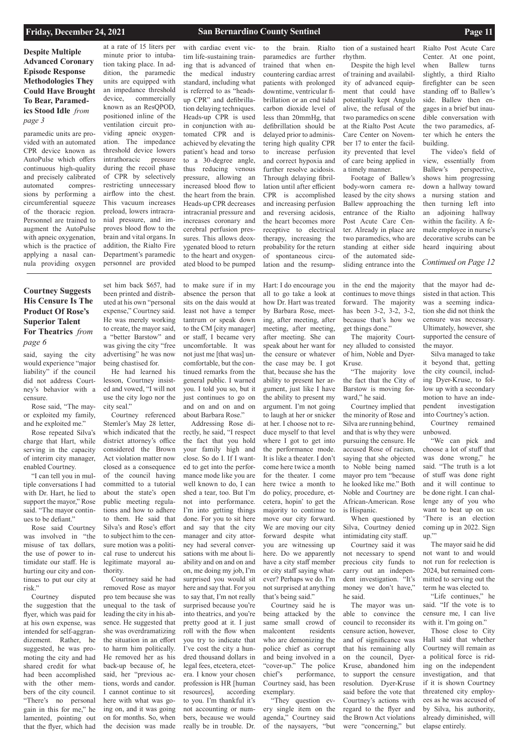## Despite Multiple Advanced Coronary Episode Response Methodologies They Could Have Brought To Bear, Paramedics Stood Idle *from page 3*

paramedic units are provided with an automated CPR device known as AutoPulse which offers continuous high-quality and precisely calibrated automated compressions by performing a circumferential squeeze of the thoracic region. Personnel are trained to augment the AutoPulse with apneic oxygenation, which is the practice of applying a nasal cannula providing oxygen at a rate of 15 liters per minute prior to intubation taking place. In addition, the paramedic units are equipped with an impedance threshold device, commercially known as an ResQPOD, positioned inline of the ventilation circuit providing apneic oxygenation. The impedance threshold device lowers intrathoracic pressure during the recoil phase of CPR by selectively restricting unnecessary airflow into the chest. This vacuum increases preload, lowers intracranial pressure, and improves blood flow to the brain and vital organs. In addition, the Rialto Fire Department's paramedic personnel are provided with cardiac event victim life-sustaining training that is advanced of the medical industry standard, including what is referred to as "heads-up CPR" and defibrillation delaying techniques. Heads-up CPR is used in conjunction with automated CPR and is achieved by elevating the patient's head and torso to a 30-degree angle, thus reducing venous pressure, allowing an increased blood flow to the heart from the brain. Heads-up CPR decreases intracranial pressure and increases coronary and cerebral perfusion pressures. This allows deoxygenated blood to return to the heart and oxygenated blood to be pumped to the brain. Rialto paramedics are further trained that when encountering cardiac arrest patients with prolonged downtime, ventricular fibrillation or an end tidal carbon dioxide level of less than 20mmHg, that defibrillation should be delayed prior to administering high quality CPR to increase perfusion and correct hypoxia and further resolve acidosis. Through delaying fibrillation until after efficient CPR is accomplished and increasing perfusion and reversing acidosis, the heart becomes more receptive to electrical therapy, increasing the probability for the return of spontaneous circulation and the resumption of a sustained heart rhythm.

Despite the high level of training and availability of advanced equipment that could have potentially kept Angulo alive, the refusal of the two paramedics on scene at the Rialto Post Acute Care Center on November 17 to enter the facility prevented that level of care being applied in a timely manner.

Footage of Ballew's body-worn camera released by the city shows Ballew approaching the entrance of the Rialto Post Acute Care Center. Already in place are two paramedics, who are standing at either side of the automated side-sliding entrance into the Rialto Post Acute Care Center. At one point, when Ballew turns slightly, a third Rialto firefighter can be seen standing off to Ballew's side. Ballew then engages in a brief but inaudible conversation with the two paramedics, after which he enters the building.

The video's field of view, essentially from Ballew's perspective, shows him progressing down a hallway toward a nursing station and then turning left into an adjoining hallway within the facility. A female employee in nurse's decorative scrubs can be heard inquiring about

*Continued on Page 12*

## Courtney Suggests His Censure Is The Product Of Rose's Superior Talent For Theatrics *from page 6*

said, saying the city would experience "major liability" if the council did not address Courtney's behavior with a censure.

Rose said, "The mayor exploited my family, and he exploited me."

Rose repeated Silva's charge that Hart, while serving in the capacity of interim city manager, enabled Courtney.

"I can tell you in multiple conversations I had with Dr. Hart, he lied to support the mayor," Rose said. "The mayor continues to be defiant."

Rose said Courtney was involved in "the misuse of tax dollars, the use of power to intimidate our staff. He is hurting our city and continues to put our city at risk."

Courtney disputed the suggestion that the flyer, which was paid for at his own expense, was intended for self-aggrandizement. Rather, he suggested, he was promoting the city and had shared credit for what had been accomplished with the other members of the city council. "There's no personal gain in this for me," he lamented, pointing out that the flyer, which had set him back $657, had been printed and distributed at his own "personal expense," Courtney said. He was merely working to create, the mayor said, a "better Barstow" and was giving the city "free advertising" he was now being chastised for.

He had learned his lesson, Courtney insisted and vowed, "I will not use the city logo nor the city seal."

Courtney referenced Stemler's May 28 letter, which indicated that the district attorney's office considered the Brown Act violation matter now closed as a consequence of the council having committed to a tutorial about the state's open public meeting regulations and how to adhere to them. He said that Silva's and Rose's effort to subject him to the censure motion was a political ruse to undercut his legitimate mayoral authority.

Courtney said he had removed Rose as mayor pro tem because she was unequal to the task of leading the city in his absence. He suggested that she was overdramatizing the situation in an effort to harm him politically. He removed her as his back-up because of, he said, her "previous actions, words and candor. I cannot continue to sit here with what was going on, and it was going on for months. So, when the decision was made to make sure if in my absence the person that sits on the dais would at least not have a temper tantrum or speak down to the CM [city manager] or staff, I became very uncomfortable. It was not just me [that was] uncomfortable, but the continued remarks from the general public. I warned you. I told you so, but it just continues to go on and on and on and on about Barbara Rose."

Addressing Rose directly, he said, "I respect the fact that you hold your family high and close. So do I. If I wanted to get into the performance mode like you are well known to do, I can shed a tear, too. But I'm not into performance. I'm into getting things done. For you to sit here and say that the city manager and city attorney had several conversations with me about inability and on and on and on, me doing my job, I'm surprised you would sit here and say that. For you to say that, I'm not really surprised because you're into theatrics, and you're pretty good at it. I just roll with the flow when you try to indicate that I've cost the city a hundred thousand dollars in legal fees, etcetera, etcetera. I know your chosen profession is HR [human resources], according to you. I'm thankful it's not accounting or numbers, because we would really be in trouble. Dr. Hart: I do encourage you all to go take a look at how Dr. Hart was treated by Barbara Rose, meeting, after meeting, after meeting, after meeting, after meeting. She can speak about her want for the censure or whatever the case may be. I got that, because she has the ability to present her argument, just like I have the ability to present my argument. I'm not going to laugh at her or snicker at her. I choose not to reduce myself to that level where I got to get into the performance mode. It is like a theater. I don't come here twice a month for the theater. I come here twice a month to do policy, procedure, etcetera, hopin' to get the majority to continue to move our city forward. We are moving our city forward despite what you are witnessing up here. Do we apparently have a city staff member or city staff saying whatever? Perhaps we do. I'm not surprised at anything that's being said."

Courtney said he is being attacked by the same small crowd of malcontent residents who are demonizing the police chief as corrupt and being involved in a "cover-up." The police chief's performance, Courtney said, has been exemplary.

"They question every single item on the agenda," Courtney said of the naysayers, "but in the end the majority continues to move things forward. The majority has been 3-2, 3-2, 3-2, because that's how we get things done."

The majority Courtney alluded to consisted of him, Noble and Dyer-Kruse.

"The majority love the fact that the City of Barstow is moving forward," he said.

Courtney implied that the minority of Rose and Silva are running behind, and that is why they were pursuing the censure. He accused Rose of racism, saying that she objected to Noble being named mayor pro tem "because he looked like me." Both Noble and Courtney are African-American. Rose is Hispanic.

When questioned by Silva, Courtney denied intimidating city staff.

Courtney said it was not necessary to spend precious city funds to carry out an independent investigation. "It's money we don't have," he said.

The mayor was unable to convince the council to reconsider its censure action, however, and of significance was that his remaining ally on the council, Dyer-Kruse, abandoned him to support the censure resolution. Dyer-Kruse said before the vote that Courtney's actions with regard to the flyer and the Brown Act violations were "concerning," but that the mayor had desisted in that action. This was a seeming indication she did not think the censure was necessary. Ultimately, however, she supported the censure of the mayor.

Silva managed to take it beyond that, getting the city council, including Dyer-Kruse, to follow up with a secondary motion to have an independent investigation into Courtney's action.

Courtney remained unbowed.

"We can pick and choose a lot of stuff that was done wrong," he said. "The truth is a lot of stuff was done right and it will continue to be done right. I can challenge any of you who want to beat up on us: 'There is an election coming up in 2022. Sign up.'"

The mayor said he did not want to and would not run for reelection is 2024, but remained committed to serving out the term he was elected to.

"Life continues," he said. "If the vote is to censure me, I can live with it. I'm going on."

Those close to City Hall said that whether Courtney will remain as a political force is riding on the independent investigation, and that if it is shown Courtney threatened city employees as he was accused of by Silva, his authority, already diminished, will elapse entirely.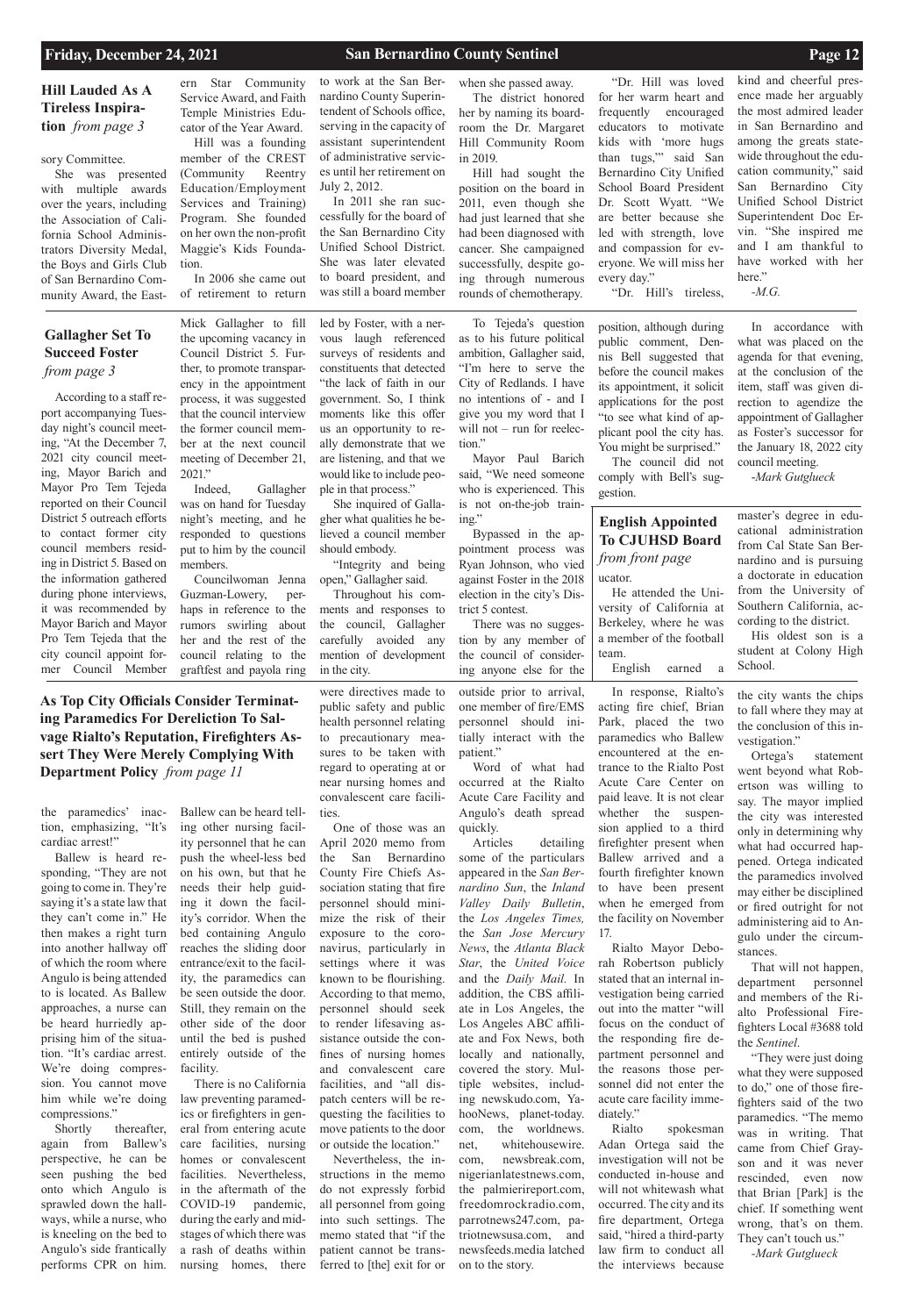## Hill Lauded As A Tireless Inspiration *from page 3*

sory Committee.

She was presented with multiple awards over the years, including the Association of California School Administrators Diversity Medal, the Boys and Girls Club of San Bernardino Community Award, the Eastern Star Community Service Award, and Faith Temple Ministries Educator of the Year Award.

Hill was a founding member of the CREST (Community Reentry Education/Employment Services and Training) Program. She founded on her own the non-profit Maggie's Kids Foundation.

In 2006 she came out of retirement to return to work at the San Bernardino County Superintendent of Schools office, serving in the capacity of assistant superintendent of administrative services until her retirement on July 2, 2012.

In 2011 she ran successfully for the board of the San Bernardino City Unified School District. She was later elevated to board president, and was still a board member when she passed away.

The district honored her by naming its boardroom the Dr. Margaret Hill Community Room in 2019.

Hill had sought the position on the board in 2011, even though she had just learned that she had been diagnosed with cancer. She campaigned successfully, despite going through numerous rounds of chemotherapy.

"Dr. Hill was loved for her warm heart and frequently encouraged educators to motivate kids with 'more hugs than tugs,'" said San Bernardino City Unified School Board President Dr. Scott Wyatt. "We are better because she led with strength, love and compassion for everyone. We will miss her every day."

"Dr. Hill's tireless, kind and cheerful presence made her arguably the most admired leader in San Bernardino and among the greats statewide throughout the education community," said San Bernardino City Unified School District Superintendent Doc Ervin. "She inspired me and I am thankful to have worked with her here."

*-M.G.*

## Gallagher Set To Succeed Foster *from page 3*

According to a staff report accompanying Tuesday night's council meeting, "At the December 7, 2021 city council meeting, Mayor Barich and Mayor Pro Tem Tejeda reported on their Council District 5 outreach efforts to contact former city council members residing in District 5. Based on the information gathered during phone interviews, it was recommended by Mayor Barich and Mayor Pro Tem Tejeda that the city council appoint former Council Member Mick Gallagher to fill the upcoming vacancy in Council District 5. Further, to promote transparency in the appointment process, it was suggested that the council interview the former council member at the next council meeting of December 21, 2021."

Indeed, Gallagher was on hand for Tuesday night's meeting, and he responded to questions put to him by the council members.

Councilwoman Jenna Guzman-Lowery, perhaps in reference to the rumors swirling about her and the rest of the council relating to the graftfest and payola ring led by Foster, with a nervous laugh referenced surveys of residents and constituents that detected "the lack of faith in our government. So, I think moments like this offer us an opportunity to really demonstrate that we are listening, and that we would like to include people in that process."

She inquired of Gallagher what qualities he believed a council member should embody.

"Integrity and being open," Gallagher said.

Throughout his comments and responses to the council, Gallagher carefully avoided any mention of development in the city.

To Tejeda's question as to his future political ambition, Gallagher said, "I'm here to serve the City of Redlands. I have no intentions of - and I give you my word that I will not – run for reelection."

Mayor Paul Barich said, "We need someone who is experienced. This is not on-the-job training."

Bypassed in the appointment process was Ryan Johnson, who vied against Foster in the 2018 election in the city's District 5 contest.

There was no suggestion by any member of the council of considering anyone else for the position, although during public comment, Dennis Bell suggested that before the council makes its appointment, it solicit applications for the post "to see what kind of applicant pool the city has. You might be surprised."

The council did not comply with Bell's suggestion.

In accordance with what was placed on the agenda for that evening, at the conclusion of the item, staff was given direction to agendize the appointment of Gallagher as Foster's successor for the January 18, 2022 city council meeting.

*-Mark Gutglueck*

## English Appointed To CJUHSD Board *from front page*

ucator.

He attended the University of California at Berkeley, where he was a member of the football team.

English earned a master's degree in educational administration from Cal State San Bernardino and is pursuing a doctorate in education from the University of Southern California, according to the district.

His oldest son is a student at Colony High School.

## As Top City Officials Consider Terminating Paramedics For Dereliction To Salvage Rialto's Reputation, Firefighters Assert They Were Merely Complying With Department Policy *from page 11*

the paramedics' inaction, emphasizing, "It's cardiac arrest!"

Ballew is heard responding, "They are not going to come in. They're saying it's a state law that they can't come in." He then makes a right turn into another hallway off of which the room where Angulo is being attended to is located. As Ballew approaches, a nurse can be heard hurriedly apprising him of the situation. "It's cardiac arrest. We're doing compression. You cannot move him while we're doing compressions."

Shortly thereafter, again from Ballew's perspective, he can be seen pushing the bed onto which Angulo is sprawled down the hallways, while a nurse, who is kneeling on the bed to Angulo's side frantically performs CPR on him. Ballew can be heard telling other nursing facility personnel that he can push the wheel-less bed on his own, but that he needs their help guiding it down the facility's corridor. When the bed containing Angulo reaches the sliding door entrance/exit to the facility, the paramedics can be seen outside the door. Still, they remain on the other side of the door until the bed is pushed entirely outside of the facility.

There is no California law preventing paramedics or firefighters in general from entering acute care facilities, nursing homes or convalescent facilities. Nevertheless, in the aftermath of the COVID-19 pandemic, during the early and mid-stages of which there was a rash of deaths within nursing homes, there were directives made to public safety and public health personnel relating to precautionary measures to be taken with regard to operating at or near nursing homes and convalescent care facilities.

One of those was an April 2020 memo from the San Bernardino County Fire Chiefs Association stating that fire personnel should minimize the risk of their exposure to the coronavirus, particularly in settings where it was known to be flourishing. According to that memo, personnel should seek to render lifesaving assistance outside the confines of nursing homes and convalescent care facilities, and "all dispatch centers will be requesting the facilities to move patients to the door or outside the location."

Nevertheless, the instructions in the memo do not expressly forbid all personnel from going into such settings. The memo stated that "if the patient cannot be transferred to [the] exit for or outside prior to arrival, one member of fire/EMS personnel should initially interact with the patient."

Word of what had occurred at the Rialto Acute Care Facility and Angulo's death spread quickly.

Articles detailing some of the particulars appeared in the *San Bernardino Sun*, the *Inland Valley Daily Bulletin*, the *Los Angeles Times,* the *San Jose Mercury News*, the *Atlanta Black Star*, the *United Voice* and the *Daily Mail.* In addition, the CBS affiliate in Los Angeles, the Los Angeles ABC affiliate and Fox News, both locally and nationally, covered the story. Multiple websites, including newskudo.com, YahooNews, planet-today.com, the worldnews.net, whitehousewire.com, newsbreak.com, nigerianlatestnews.com, the palmierireport.com, freedomrockradio.com, parrotnews247.com, patriotnewsusa.com, and newsfeeds.media latched on to the story.

In response, Rialto's acting fire chief, Brian Park, placed the two paramedics who Ballew encountered at the entrance to the Rialto Post Acute Care Center on paid leave. It is not clear whether the suspension applied to a third firefighter present when Ballew arrived and a fourth firefighter known to have been present when he emerged from the facility on November 17.

Rialto Mayor Deborah Robertson publicly stated that an internal investigation being carried out into the matter "will focus on the conduct of the responding fire department personnel and the reasons those personnel did not enter the acute care facility immediately."

Rialto spokesman Adan Ortega said the investigation will not be conducted in-house and will not whitewash what occurred. The city and its fire department, Ortega said, "hired a third-party law firm to conduct all the interviews because the city wants the chips to fall where they may at the conclusion of this investigation."

Ortega's statement went beyond what Robertson was willing to say. The mayor implied the city was interested only in determining why what had occurred happened. Ortega indicated the paramedics involved may either be disciplined or fired outright for not administering aid to Angulo under the circumstances.

That will not happen, department personnel and members of the Rialto Professional Firefighters Local #3688 told the *Sentinel*.

"They were just doing what they were supposed to do," one of those firefighters said of the two paramedics. "The memo was in writing. That came from Chief Grayson and it was never rescinded, even now that Brian [Park] is the chief. If something went wrong, that's on them. They can't touch us."

*-Mark Gutglueck*